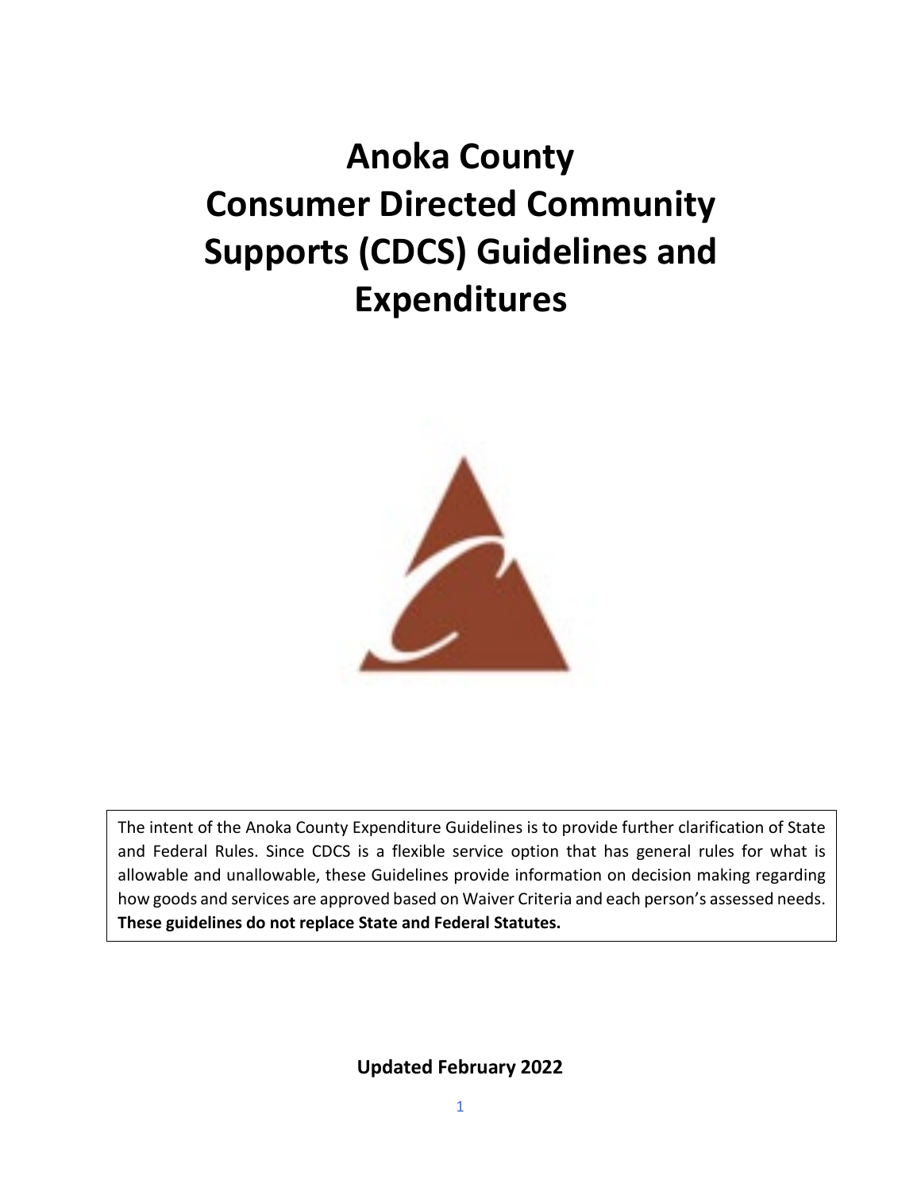# Anoka County Consumer Directed Community Supports (CDCS) Guidelines and Expenditures

The intent of the Anoka County Expenditure Guidelines is to provide further clarification of State and Federal Rules. Since CDCS is a flexible service option that has general rules for what is allowable and unallowable, these Guidelines provide information on decision making regarding how goods and services are approved based on Waiver Criteria and each person's assessed needs. **These guidelines do not replace State and Federal Statutes.**

**Updated February 2022**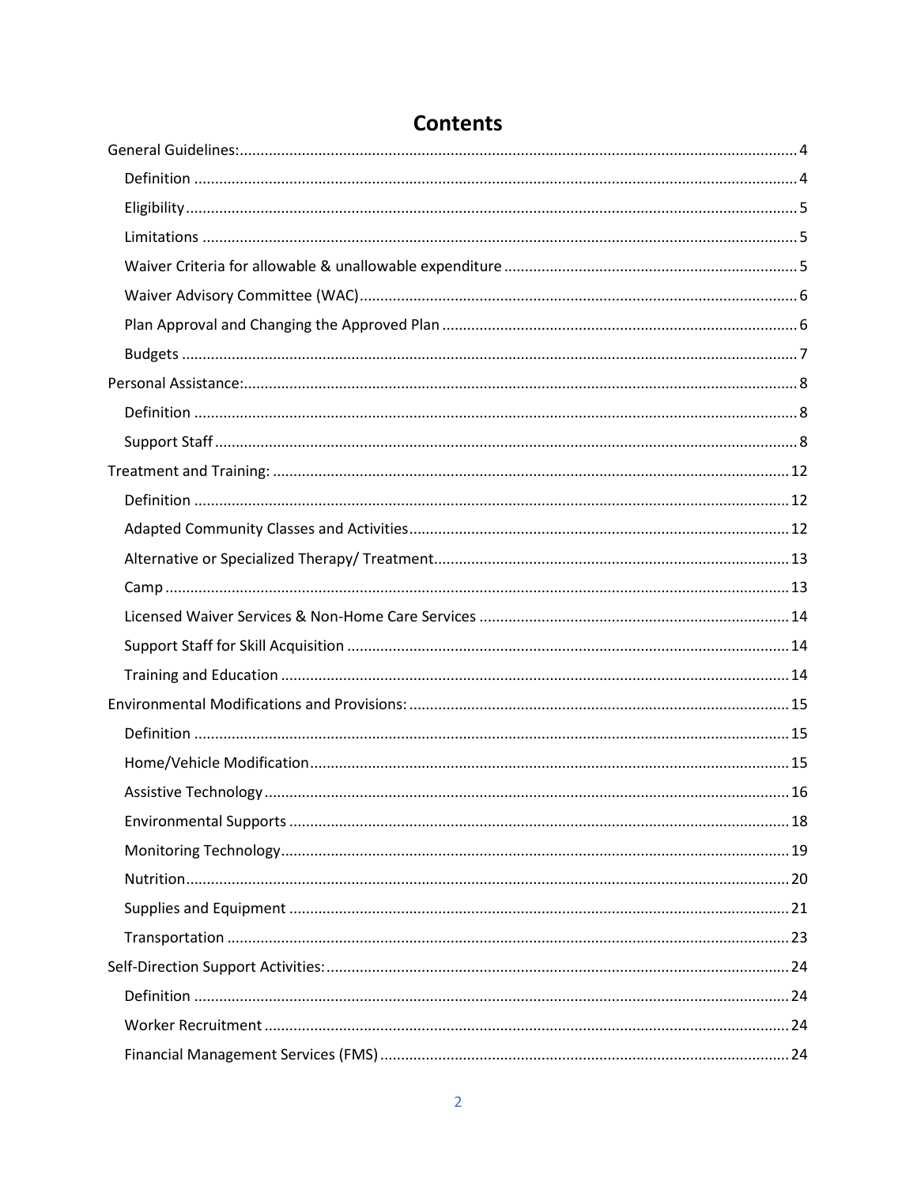# Contents

- General Guidelines: 4
  - Definition 4
  - Eligibility 5
  - Limitations 5
  - Waiver Criteria for allowable & unallowable expenditure 5
  - Waiver Advisory Committee (WAC) 6
  - Plan Approval and Changing the Approved Plan 6
  - Budgets 7
- Personal Assistance: 8
  - Definition 8
  - Support Staff 8
- Treatment and Training: 12
  - Definition 12
  - Adapted Community Classes and Activities 12
  - Alternative or Specialized Therapy/ Treatment 13
  - Camp 13
  - Licensed Waiver Services & Non-Home Care Services 14
  - Support Staff for Skill Acquisition 14
  - Training and Education 14
- Environmental Modifications and Provisions: 15
  - Definition 15
  - Home/Vehicle Modification 15
  - Assistive Technology 16
  - Environmental Supports 18
  - Monitoring Technology 19
  - Nutrition 20
  - Supplies and Equipment 21
  - Transportation 23
- Self-Direction Support Activities: 24
  - Definition 24
  - Worker Recruitment 24
  - Financial Management Services (FMS) 24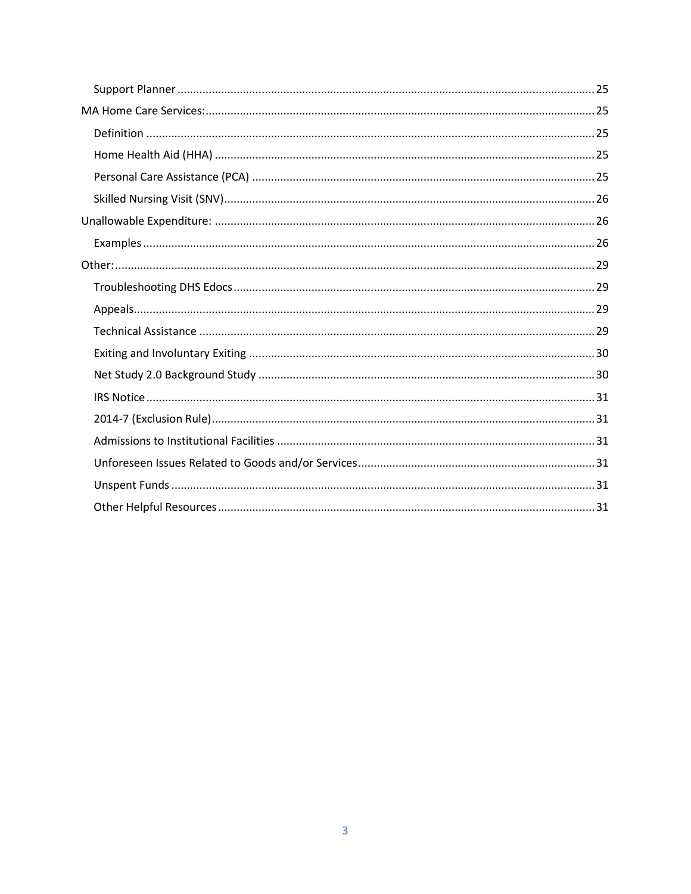- Support Planner ........ 25
- MA Home Care Services: ........ 25
  - Definition ........ 25
  - Home Health Aid (HHA) ........ 25
  - Personal Care Assistance (PCA) ........ 25
  - Skilled Nursing Visit (SNV) ........ 26
- Unallowable Expenditure: ........ 26
  - Examples ........ 26
- Other: ........ 29
  - Troubleshooting DHS Edocs ........ 29
  - Appeals ........ 29
  - Technical Assistance ........ 29
  - Exiting and Involuntary Exiting ........ 30
  - Net Study 2.0 Background Study ........ 30
  - IRS Notice ........ 31
  - 2014-7 (Exclusion Rule) ........ 31
  - Admissions to Institutional Facilities ........ 31
  - Unforeseen Issues Related to Goods and/or Services ........ 31
  - Unspent Funds ........ 31
  - Other Helpful Resources ........ 31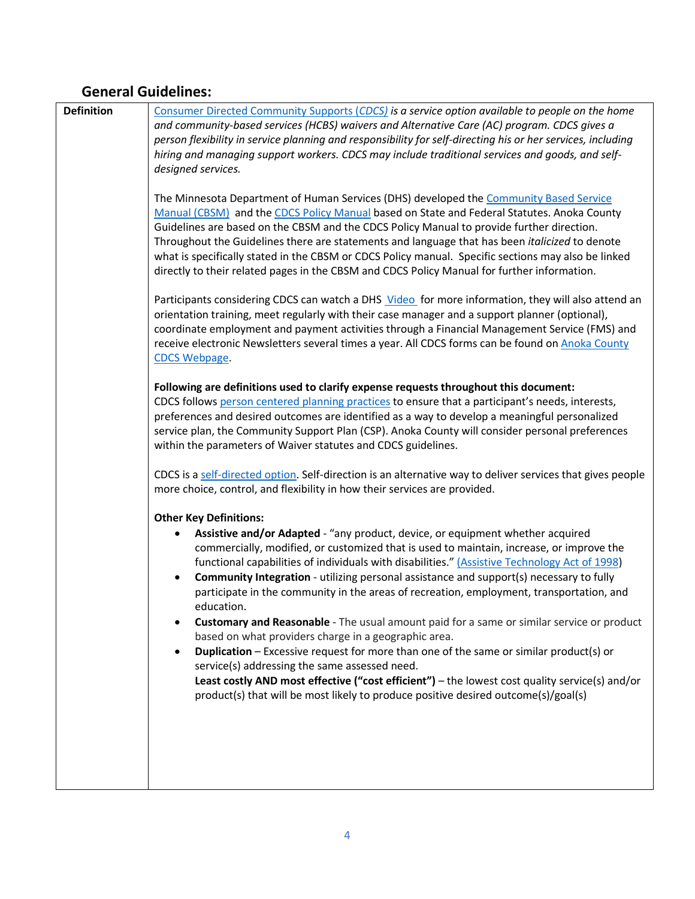## General Guidelines:

| Definition | *Consumer Directed Community Supports (CDCS) is a service option available to people on the home and community-based services (HCBS) waivers and Alternative Care (AC) program. CDCS gives a person flexibility in service planning and responsibility for self-directing his or her services, including hiring and managing support workers. CDCS may include traditional services and goods, and self-designed services.*<br><br>The Minnesota Department of Human Services (DHS) developed the Community Based Service Manual (CBSM) and the CDCS Policy Manual based on State and Federal Statutes. Anoka County Guidelines are based on the CBSM and the CDCS Policy Manual to provide further direction. Throughout the Guidelines there are statements and language that has been *italicized* to denote what is specifically stated in the CBSM or CDCS Policy manual. Specific sections may also be linked directly to their related pages in the CBSM and CDCS Policy Manual for further information.<br><br>Participants considering CDCS can watch a DHS Video for more information, they will also attend an orientation training, meet regularly with their case manager and a support planner (optional), coordinate employment and payment activities through a Financial Management Service (FMS) and receive electronic Newsletters several times a year. All CDCS forms can be found on Anoka County CDCS Webpage.<br><br>**Following are definitions used to clarify expense requests throughout this document:**<br>CDCS follows person centered planning practices to ensure that a participant's needs, interests, preferences and desired outcomes are identified as a way to develop a meaningful personalized service plan, the Community Support Plan (CSP). Anoka County will consider personal preferences within the parameters of Waiver statutes and CDCS guidelines.<br><br>CDCS is a self-directed option. Self-direction is an alternative way to deliver services that gives people more choice, control, and flexibility in how their services are provided.<br><br>**Other Key Definitions:**<br>• **Assistive and/or Adapted** - "any product, device, or equipment whether acquired commercially, modified, or customized that is used to maintain, increase, or improve the functional capabilities of individuals with disabilities." (Assistive Technology Act of 1998)<br>• **Community Integration** - utilizing personal assistance and support(s) necessary to fully participate in the community in the areas of recreation, employment, transportation, and education.<br>• **Customary and Reasonable** - The usual amount paid for a same or similar service or product based on what providers charge in a geographic area.<br>• **Duplication** – Excessive request for more than one of the same or similar product(s) or service(s) addressing the same assessed need.<br>**Least costly AND most effective ("cost efficient")** – the lowest cost quality service(s) and/or product(s) that will be most likely to produce positive desired outcome(s)/goal(s) |
|---|---|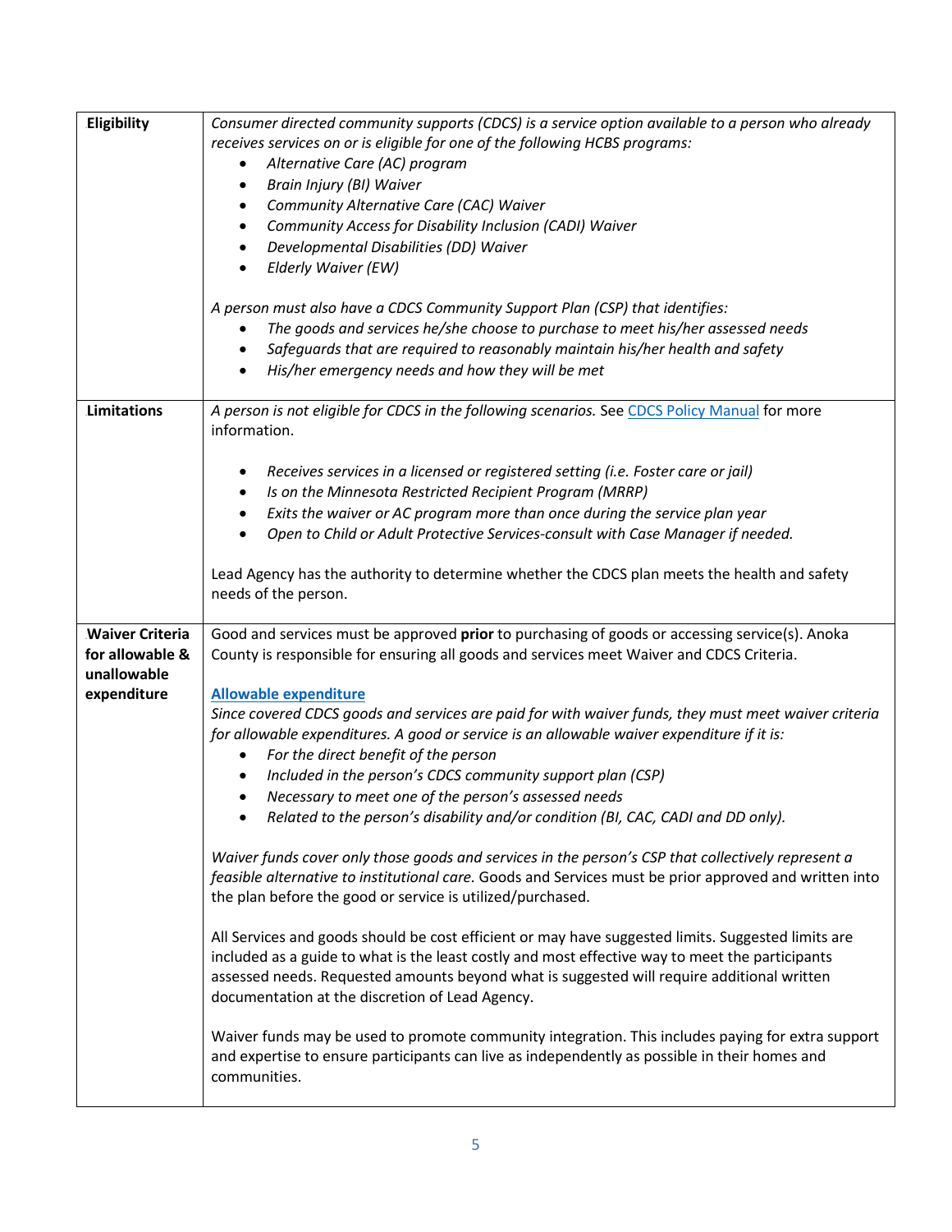| | |
|---|---|
| **Eligibility** | *Consumer directed community supports (CDCS) is a service option available to a person who already receives services on or is eligible for one of the following HCBS programs:*<br>• *Alternative Care (AC) program*<br>• *Brain Injury (BI) Waiver*<br>• *Community Alternative Care (CAC) Waiver*<br>• *Community Access for Disability Inclusion (CADI) Waiver*<br>• *Developmental Disabilities (DD) Waiver*<br>• *Elderly Waiver (EW)*<br><br>*A person must also have a CDCS Community Support Plan (CSP) that identifies:*<br>• *The goods and services he/she choose to purchase to meet his/her assessed needs*<br>• *Safeguards that are required to reasonably maintain his/her health and safety*<br>• *His/her emergency needs and how they will be met* |
| **Limitations** | *A person is not eligible for CDCS in the following scenarios.* See CDCS Policy Manual for more information.<br><br>• *Receives services in a licensed or registered setting (i.e. Foster care or jail)*<br>• *Is on the Minnesota Restricted Recipient Program (MRRP)*<br>• *Exits the waiver or AC program more than once during the service plan year*<br>• *Open to Child or Adult Protective Services-consult with Case Manager if needed.*<br><br>Lead Agency has the authority to determine whether the CDCS plan meets the health and safety needs of the person. |
| **Waiver Criteria for allowable & unallowable expenditure** | Good and services must be approved **prior** to purchasing of goods or accessing service(s). Anoka County is responsible for ensuring all goods and services meet Waiver and CDCS Criteria.<br><br>**Allowable expenditure**<br>*Since covered CDCS goods and services are paid for with waiver funds, they must meet waiver criteria for allowable expenditures. A good or service is an allowable waiver expenditure if it is:*<br>• *For the direct benefit of the person*<br>• *Included in the person's CDCS community support plan (CSP)*<br>• *Necessary to meet one of the person's assessed needs*<br>• *Related to the person's disability and/or condition (BI, CAC, CADI and DD only).*<br><br>*Waiver funds cover only those goods and services in the person's CSP that collectively represent a feasible alternative to institutional care.* Goods and Services must be prior approved and written into the plan before the good or service is utilized/purchased.<br><br>All Services and goods should be cost efficient or may have suggested limits. Suggested limits are included as a guide to what is the least costly and most effective way to meet the participants assessed needs. Requested amounts beyond what is suggested will require additional written documentation at the discretion of Lead Agency.<br><br>Waiver funds may be used to promote community integration. This includes paying for extra support and expertise to ensure participants can live as independently as possible in their homes and communities. |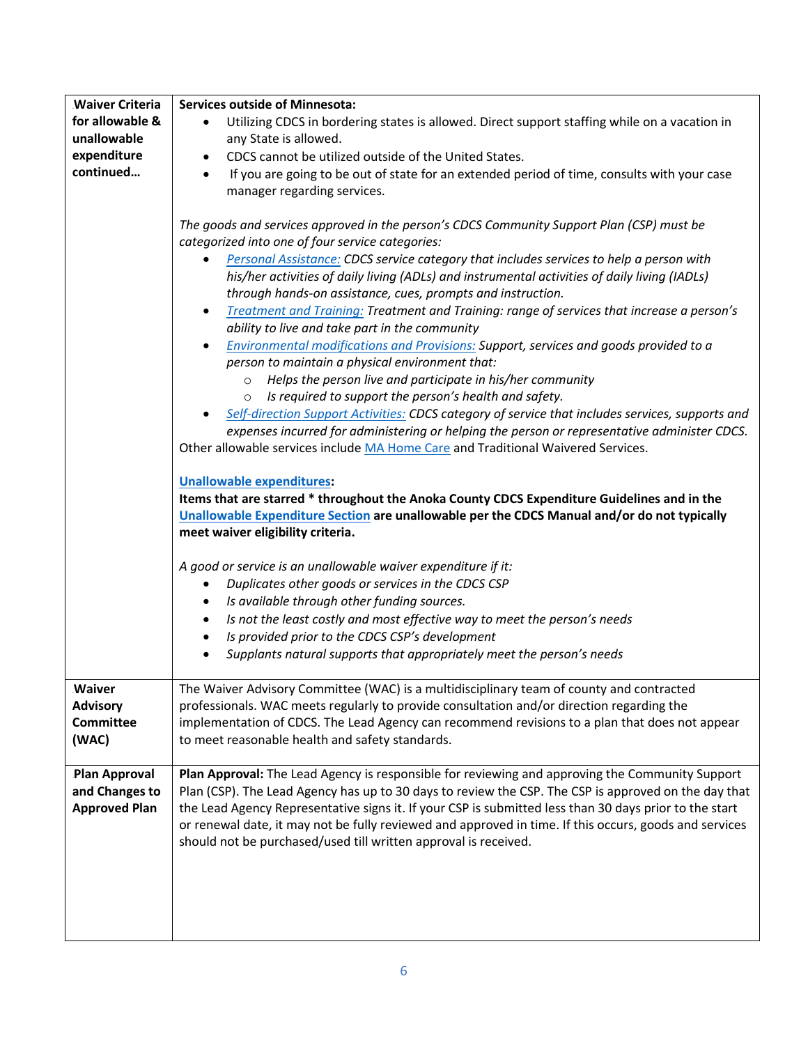| | |
|---|---|
| **Waiver Criteria for allowable & unallowable expenditure continued…** | **Services outside of Minnesota:**<br>• Utilizing CDCS in bordering states is allowed. Direct support staffing while on a vacation in any State is allowed.<br>• CDCS cannot be utilized outside of the United States.<br>• If you are going to be out of state for an extended period of time, consults with your case manager regarding services.<br><br>*The goods and services approved in the person's CDCS Community Support Plan (CSP) must be categorized into one of four service categories:*<br>• *Personal Assistance: CDCS service category that includes services to help a person with his/her activities of daily living (ADLs) and instrumental activities of daily living (IADLs) through hands-on assistance, cues, prompts and instruction.*<br>• *Treatment and Training: Treatment and Training: range of services that increase a person's ability to live and take part in the community*<br>• *Environmental modifications and Provisions: Support, services and goods provided to a person to maintain a physical environment that:*<br>  ○ *Helps the person live and participate in his/her community*<br>  ○ *Is required to support the person's health and safety.*<br>• *Self-direction Support Activities: CDCS category of service that includes services, supports and expenses incurred for administering or helping the person or representative administer CDCS.*<br>Other allowable services include MA Home Care and Traditional Waivered Services.<br><br>**Unallowable expenditures:**<br>**Items that are starred * throughout the Anoka County CDCS Expenditure Guidelines and in the Unallowable Expenditure Section are unallowable per the CDCS Manual and/or do not typically meet waiver eligibility criteria.**<br><br>*A good or service is an unallowable waiver expenditure if it:*<br>• *Duplicates other goods or services in the CDCS CSP*<br>• *Is available through other funding sources.*<br>• *Is not the least costly and most effective way to meet the person's needs*<br>• *Is provided prior to the CDCS CSP's development*<br>• *Supplants natural supports that appropriately meet the person's needs* |
| **Waiver Advisory Committee (WAC)** | The Waiver Advisory Committee (WAC) is a multidisciplinary team of county and contracted professionals. WAC meets regularly to provide consultation and/or direction regarding the implementation of CDCS. The Lead Agency can recommend revisions to a plan that does not appear to meet reasonable health and safety standards. |
| **Plan Approval and Changes to Approved Plan** | **Plan Approval:** The Lead Agency is responsible for reviewing and approving the Community Support Plan (CSP). The Lead Agency has up to 30 days to review the CSP. The CSP is approved on the day that the Lead Agency Representative signs it. If your CSP is submitted less than 30 days prior to the start or renewal date, it may not be fully reviewed and approved in time. If this occurs, goods and services should not be purchased/used till written approval is received. |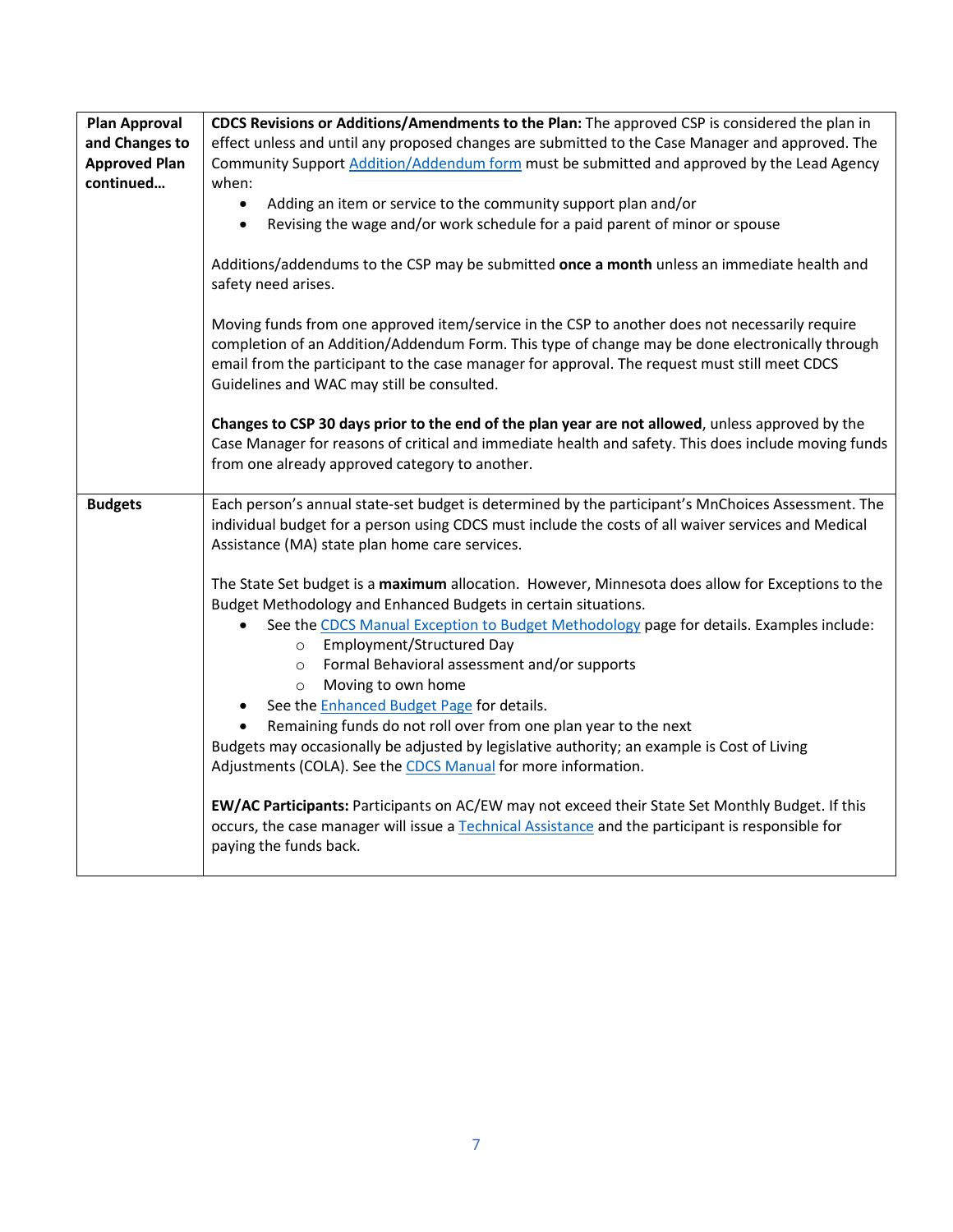| Plan Approval and Changes to Approved Plan continued… | **CDCS Revisions or Additions/Amendments to the Plan:** The approved CSP is considered the plan in effect unless and until any proposed changes are submitted to the Case Manager and approved. The Community Support Addition/Addendum form must be submitted and approved by the Lead Agency when:<br>• Adding an item or service to the community support plan and/or<br>• Revising the wage and/or work schedule for a paid parent of minor or spouse<br><br>Additions/addendums to the CSP may be submitted **once a month** unless an immediate health and safety need arises.<br><br>Moving funds from one approved item/service in the CSP to another does not necessarily require completion of an Addition/Addendum Form. This type of change may be done electronically through email from the participant to the case manager for approval. The request must still meet CDCS Guidelines and WAC may still be consulted.<br><br>**Changes to CSP 30 days prior to the end of the plan year are not allowed**, unless approved by the Case Manager for reasons of critical and immediate health and safety. This does include moving funds from one already approved category to another. |
|---|---|
| **Budgets** | Each person's annual state-set budget is determined by the participant's MnChoices Assessment. The individual budget for a person using CDCS must include the costs of all waiver services and Medical Assistance (MA) state plan home care services.<br><br>The State Set budget is a **maximum** allocation. However, Minnesota does allow for Exceptions to the Budget Methodology and Enhanced Budgets in certain situations.<br>• See the CDCS Manual Exception to Budget Methodology page for details. Examples include:<br>  ○ Employment/Structured Day<br>  ○ Formal Behavioral assessment and/or supports<br>  ○ Moving to own home<br>• See the Enhanced Budget Page for details.<br>• Remaining funds do not roll over from one plan year to the next<br>Budgets may occasionally be adjusted by legislative authority; an example is Cost of Living Adjustments (COLA). See the CDCS Manual for more information.<br><br>**EW/AC Participants:** Participants on AC/EW may not exceed their State Set Monthly Budget. If this occurs, the case manager will issue a Technical Assistance and the participant is responsible for paying the funds back. |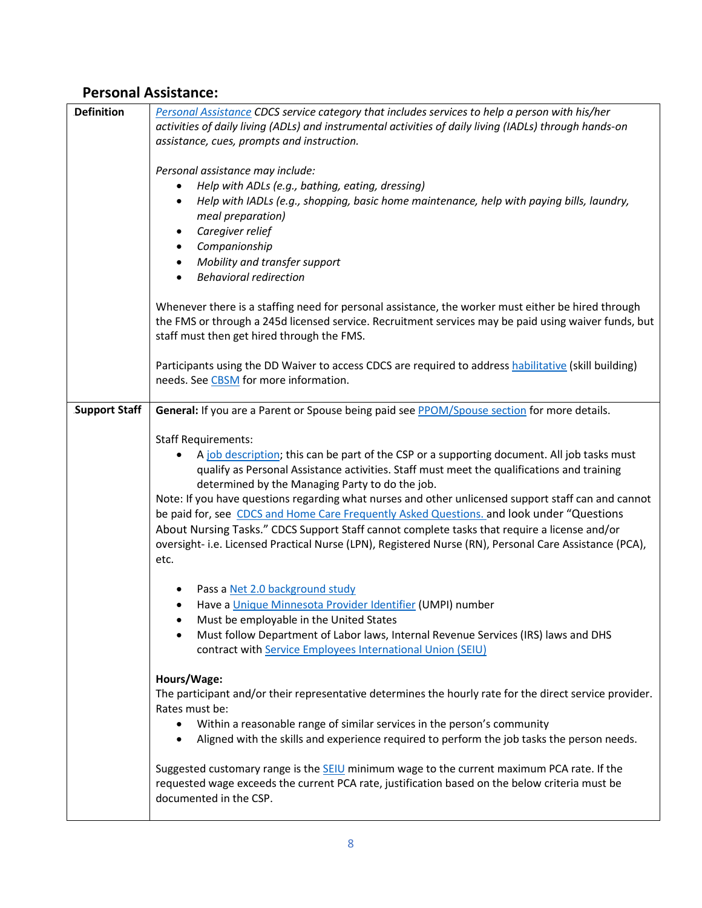## Personal Assistance:

| | |
|---|---|
| **Definition** | *Personal Assistance CDCS service category that includes services to help a person with his/her activities of daily living (ADLs) and instrumental activities of daily living (IADLs) through hands-on assistance, cues, prompts and instruction.*<br><br>*Personal assistance may include:*<br>• *Help with ADLs (e.g., bathing, eating, dressing)*<br>• *Help with IADLs (e.g., shopping, basic home maintenance, help with paying bills, laundry, meal preparation)*<br>• *Caregiver relief*<br>• *Companionship*<br>• *Mobility and transfer support*<br>• *Behavioral redirection*<br><br>Whenever there is a staffing need for personal assistance, the worker must either be hired through the FMS or through a 245d licensed service. Recruitment services may be paid using waiver funds, but staff must then get hired through the FMS.<br><br>Participants using the DD Waiver to access CDCS are required to address habilitative (skill building) needs. See CBSM for more information. |
| **Support Staff** | **General:** If you are a Parent or Spouse being paid see PPOM/Spouse section for more details.<br><br>Staff Requirements:<br>• A job description; this can be part of the CSP or a supporting document. All job tasks must qualify as Personal Assistance activities. Staff must meet the qualifications and training determined by the Managing Party to do the job.<br><br>Note: If you have questions regarding what nurses and other unlicensed support staff can and cannot be paid for, see CDCS and Home Care Frequently Asked Questions. and look under "Questions About Nursing Tasks." CDCS Support Staff cannot complete tasks that require a license and/or oversight- i.e. Licensed Practical Nurse (LPN), Registered Nurse (RN), Personal Care Assistance (PCA), etc.<br><br>• Pass a Net 2.0 background study<br>• Have a Unique Minnesota Provider Identifier (UMPI) number<br>• Must be employable in the United States<br>• Must follow Department of Labor laws, Internal Revenue Services (IRS) laws and DHS contract with Service Employees International Union (SEIU)<br><br>**Hours/Wage:**<br>The participant and/or their representative determines the hourly rate for the direct service provider. Rates must be:<br>• Within a reasonable range of similar services in the person's community<br>• Aligned with the skills and experience required to perform the job tasks the person needs.<br><br>Suggested customary range is the SEIU minimum wage to the current maximum PCA rate. If the requested wage exceeds the current PCA rate, justification based on the below criteria must be documented in the CSP. |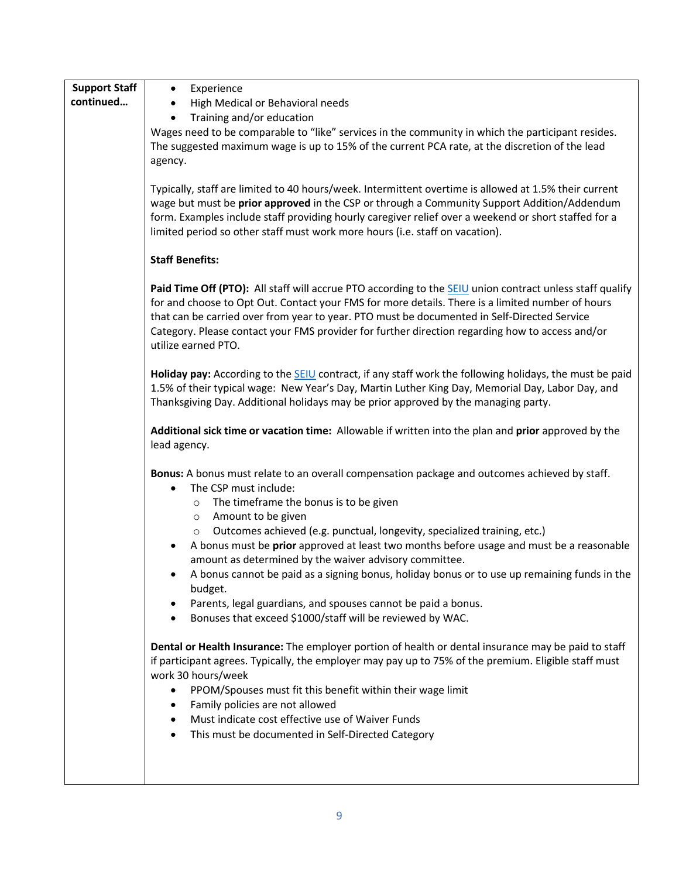| Support Staff continued… | <ul><li>Experience</li><li>High Medical or Behavioral needs</li><li>Training and/or education</li></ul>Wages need to be comparable to "like" services in the community in which the participant resides. The suggested maximum wage is up to 15% of the current PCA rate, at the discretion of the lead agency.<br><br>Typically, staff are limited to 40 hours/week. Intermittent overtime is allowed at 1.5% their current wage but must be **prior approved** in the CSP or through a Community Support Addition/Addendum form. Examples include staff providing hourly caregiver relief over a weekend or short staffed for a limited period so other staff must work more hours (i.e. staff on vacation).<br><br>**Staff Benefits:**<br><br>**Paid Time Off (PTO):** All staff will accrue PTO according to the SEIU union contract unless staff qualify for and choose to Opt Out. Contact your FMS for more details. There is a limited number of hours that can be carried over from year to year. PTO must be documented in Self-Directed Service Category. Please contact your FMS provider for further direction regarding how to access and/or utilize earned PTO.<br><br>**Holiday pay:** According to the SEIU contract, if any staff work the following holidays, the must be paid 1.5% of their typical wage: New Year's Day, Martin Luther King Day, Memorial Day, Labor Day, and Thanksgiving Day. Additional holidays may be prior approved by the managing party.<br><br>**Additional sick time or vacation time:** Allowable if written into the plan and **prior** approved by the lead agency.<br><br>**Bonus:** A bonus must relate to an overall compensation package and outcomes achieved by staff.<ul><li>The CSP must include:<ul><li>The timeframe the bonus is to be given</li><li>Amount to be given</li><li>Outcomes achieved (e.g. punctual, longevity, specialized training, etc.)</li></ul></li><li>A bonus must be **prior** approved at least two months before usage and must be a reasonable amount as determined by the waiver advisory committee.</li><li>A bonus cannot be paid as a signing bonus, holiday bonus or to use up remaining funds in the budget.</li><li>Parents, legal guardians, and spouses cannot be paid a bonus.</li><li>Bonuses that exceed $1000/staff will be reviewed by WAC.</li></ul>**Dental or Health Insurance:** The employer portion of health or dental insurance may be paid to staff if participant agrees. Typically, the employer may pay up to 75% of the premium. Eligible staff must work 30 hours/week<ul><li>PPOM/Spouses must fit this benefit within their wage limit</li><li>Family policies are not allowed</li><li>Must indicate cost effective use of Waiver Funds</li><li>This must be documented in Self-Directed Category</li></ul> |
|---|---|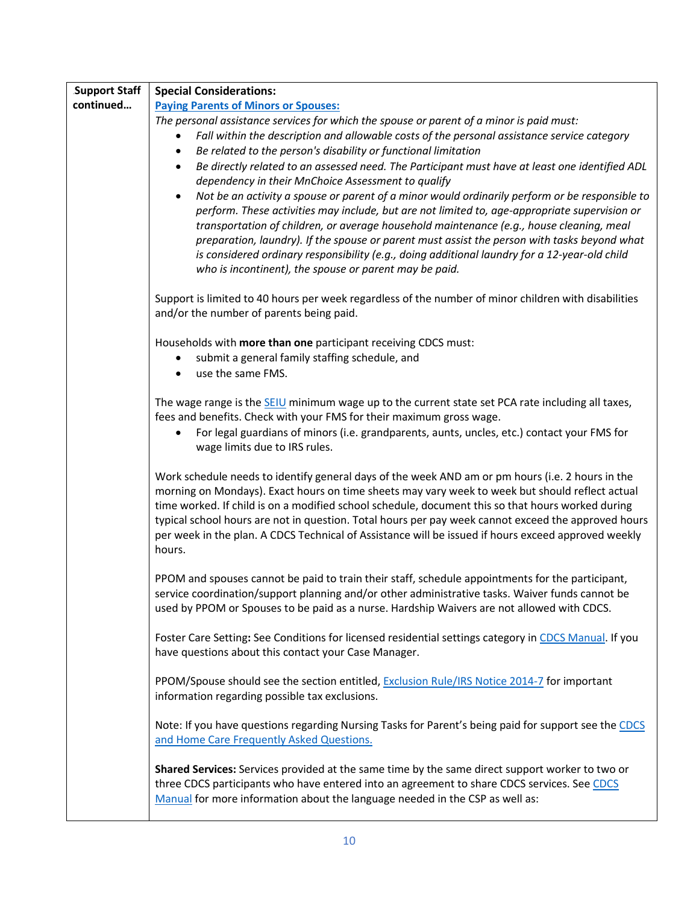| Support Staff continued… | **Special Considerations:**<br>[Paying Parents of Minors or Spouses:](#)<br>*The personal assistance services for which the spouse or parent of a minor is paid must:*<br>• *Fall within the description and allowable costs of the personal assistance service category*<br>• *Be related to the person's disability or functional limitation*<br>• *Be directly related to an assessed need. The Participant must have at least one identified ADL dependency in their MnChoice Assessment to qualify*<br>• *Not be an activity a spouse or parent of a minor would ordinarily perform or be responsible to perform. These activities may include, but are not limited to, age-appropriate supervision or transportation of children, or average household maintenance (e.g., house cleaning, meal preparation, laundry). If the spouse or parent must assist the person with tasks beyond what is considered ordinary responsibility (e.g., doing additional laundry for a 12-year-old child who is incontinent), the spouse or parent may be paid.*<br><br>Support is limited to 40 hours per week regardless of the number of minor children with disabilities and/or the number of parents being paid.<br><br>Households with **more than one** participant receiving CDCS must:<br>• submit a general family staffing schedule, and<br>• use the same FMS.<br><br>The wage range is the SEIU minimum wage up to the current state set PCA rate including all taxes, fees and benefits. Check with your FMS for their maximum gross wage.<br>• For legal guardians of minors (i.e. grandparents, aunts, uncles, etc.) contact your FMS for wage limits due to IRS rules.<br><br>Work schedule needs to identify general days of the week AND am or pm hours (i.e. 2 hours in the morning on Mondays). Exact hours on time sheets may vary week to week but should reflect actual time worked. If child is on a modified school schedule, document this so that hours worked during typical school hours are not in question. Total hours per pay week cannot exceed the approved hours per week in the plan. A CDCS Technical of Assistance will be issued if hours exceed approved weekly hours.<br><br>PPOM and spouses cannot be paid to train their staff, schedule appointments for the participant, service coordination/support planning and/or other administrative tasks. Waiver funds cannot be used by PPOM or Spouses to be paid as a nurse. Hardship Waivers are not allowed with CDCS.<br><br>Foster Care Setting**:** See Conditions for licensed residential settings category in CDCS Manual. If you have questions about this contact your Case Manager.<br><br>PPOM/Spouse should see the section entitled, Exclusion Rule/IRS Notice 2014-7 for important information regarding possible tax exclusions.<br><br>Note: If you have questions regarding Nursing Tasks for Parent's being paid for support see the CDCS and Home Care Frequently Asked Questions.<br><br>**Shared Services:** Services provided at the same time by the same direct support worker to two or three CDCS participants who have entered into an agreement to share CDCS services. See CDCS Manual for more information about the language needed in the CSP as well as: |
|---|---|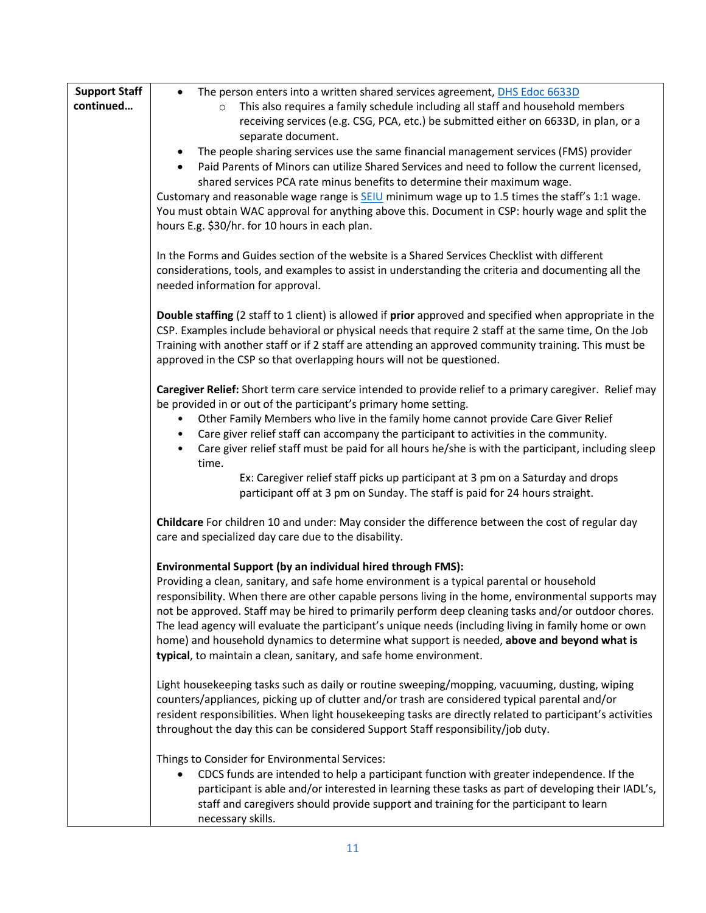| | |
|---|---|
| **Support Staff continued…** | • The person enters into a written shared services agreement, [DHS Edoc 6633D](DHS Edoc 6633D)<br>&nbsp;&nbsp;&nbsp;&nbsp;○ This also requires a family schedule including all staff and household members receiving services (e.g. CSG, PCA, etc.) be submitted either on 6633D, in plan, or a separate document.<br>• The people sharing services use the same financial management services (FMS) provider<br>• Paid Parents of Minors can utilize Shared Services and need to follow the current licensed, shared services PCA rate minus benefits to determine their maximum wage.<br>Customary and reasonable wage range is SEIU minimum wage up to 1.5 times the staff's 1:1 wage. You must obtain WAC approval for anything above this. Document in CSP: hourly wage and split the hours E.g. $30/hr. for 10 hours in each plan.<br><br>In the Forms and Guides section of the website is a Shared Services Checklist with different considerations, tools, and examples to assist in understanding the criteria and documenting all the needed information for approval.<br><br>**Double staffing** (2 staff to 1 client) is allowed if **prior** approved and specified when appropriate in the CSP. Examples include behavioral or physical needs that require 2 staff at the same time, On the Job Training with another staff or if 2 staff are attending an approved community training. This must be approved in the CSP so that overlapping hours will not be questioned.<br><br>**Caregiver Relief:** Short term care service intended to provide relief to a primary caregiver. Relief may be provided in or out of the participant's primary home setting.<br>• Other Family Members who live in the family home cannot provide Care Giver Relief<br>• Care giver relief staff can accompany the participant to activities in the community.<br>• Care giver relief staff must be paid for all hours he/she is with the participant, including sleep time.<br>&nbsp;&nbsp;&nbsp;&nbsp;&nbsp;&nbsp;&nbsp;&nbsp;Ex: Caregiver relief staff picks up participant at 3 pm on a Saturday and drops participant off at 3 pm on Sunday. The staff is paid for 24 hours straight.<br><br>**Childcare** For children 10 and under: May consider the difference between the cost of regular day care and specialized day care due to the disability.<br><br>**Environmental Support (by an individual hired through FMS):**<br>Providing a clean, sanitary, and safe home environment is a typical parental or household responsibility. When there are other capable persons living in the home, environmental supports may not be approved. Staff may be hired to primarily perform deep cleaning tasks and/or outdoor chores. The lead agency will evaluate the participant's unique needs (including living in family home or own home) and household dynamics to determine what support is needed, **above and beyond what is typical**, to maintain a clean, sanitary, and safe home environment.<br><br>Light housekeeping tasks such as daily or routine sweeping/mopping, vacuuming, dusting, wiping counters/appliances, picking up of clutter and/or trash are considered typical parental and/or resident responsibilities. When light housekeeping tasks are directly related to participant's activities throughout the day this can be considered Support Staff responsibility/job duty.<br><br>Things to Consider for Environmental Services:<br>• CDCS funds are intended to help a participant function with greater independence. If the participant is able and/or interested in learning these tasks as part of developing their IADL's, staff and caregivers should provide support and training for the participant to learn necessary skills. |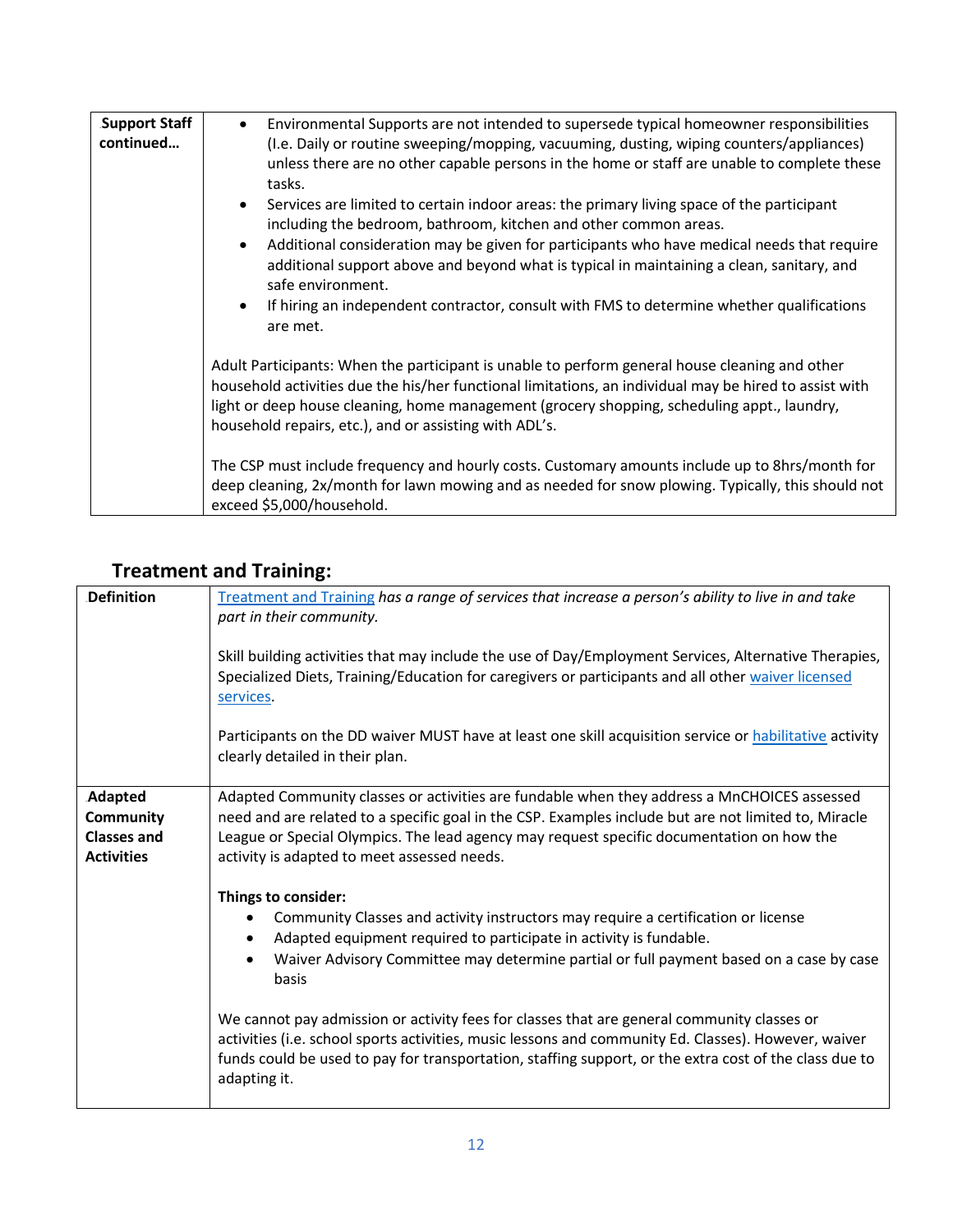| Support Staff continued… | • Environmental Supports are not intended to supersede typical homeowner responsibilities (I.e. Daily or routine sweeping/mopping, vacuuming, dusting, wiping counters/appliances) unless there are no other capable persons in the home or staff are unable to complete these tasks.<br>• Services are limited to certain indoor areas: the primary living space of the participant including the bedroom, bathroom, kitchen and other common areas.<br>• Additional consideration may be given for participants who have medical needs that require additional support above and beyond what is typical in maintaining a clean, sanitary, and safe environment.<br>• If hiring an independent contractor, consult with FMS to determine whether qualifications are met.<br><br>Adult Participants: When the participant is unable to perform general house cleaning and other household activities due the his/her functional limitations, an individual may be hired to assist with light or deep house cleaning, home management (grocery shopping, scheduling appt., laundry, household repairs, etc.), and or assisting with ADL's.<br><br>The CSP must include frequency and hourly costs. Customary amounts include up to 8hrs/month for deep cleaning, 2x/month for lawn mowing and as needed for snow plowing. Typically, this should not exceed $5,000/household. |
|---|---|

## Treatment and Training:

| Definition | Treatment and Training *has a range of services that increase a person's ability to live in and take part in their community.*<br><br>Skill building activities that may include the use of Day/Employment Services, Alternative Therapies, Specialized Diets, Training/Education for caregivers or participants and all other waiver licensed services.<br><br>Participants on the DD waiver MUST have at least one skill acquisition service or habilitative activity clearly detailed in their plan. |
|---|---|
| **Adapted Community Classes and Activities** | Adapted Community classes or activities are fundable when they address a MnCHOICES assessed need and are related to a specific goal in the CSP. Examples include but are not limited to, Miracle League or Special Olympics. The lead agency may request specific documentation on how the activity is adapted to meet assessed needs.<br><br>**Things to consider:**<br>• Community Classes and activity instructors may require a certification or license<br>• Adapted equipment required to participate in activity is fundable.<br>• Waiver Advisory Committee may determine partial or full payment based on a case by case basis<br><br>We cannot pay admission or activity fees for classes that are general community classes or activities (i.e. school sports activities, music lessons and community Ed. Classes). However, waiver funds could be used to pay for transportation, staffing support, or the extra cost of the class due to adapting it. |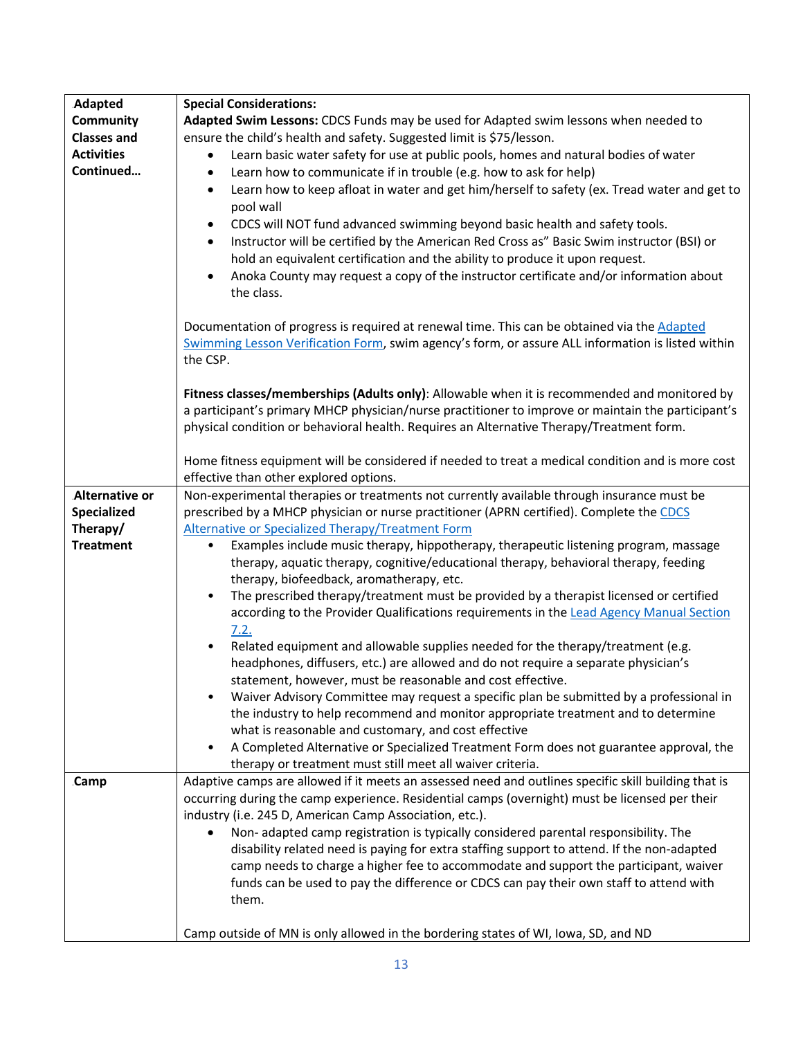| Adapted Community Classes and Activities Continued… | **Special Considerations:**<br>**Adapted Swim Lessons:** CDCS Funds may be used for Adapted swim lessons when needed to ensure the child's health and safety. Suggested limit is $75/lesson.<br>• Learn basic water safety for use at public pools, homes and natural bodies of water<br>• Learn how to communicate if in trouble (e.g. how to ask for help)<br>• Learn how to keep afloat in water and get him/herself to safety (ex. Tread water and get to pool wall<br>• CDCS will NOT fund advanced swimming beyond basic health and safety tools.<br>• Instructor will be certified by the American Red Cross as" Basic Swim instructor (BSI) or hold an equivalent certification and the ability to produce it upon request.<br>• Anoka County may request a copy of the instructor certificate and/or information about the class.<br><br>Documentation of progress is required at renewal time. This can be obtained via the Adapted Swimming Lesson Verification Form, swim agency's form, or assure ALL information is listed within the CSP.<br><br>**Fitness classes/memberships (Adults only)**: Allowable when it is recommended and monitored by a participant's primary MHCP physician/nurse practitioner to improve or maintain the participant's physical condition or behavioral health. Requires an Alternative Therapy/Treatment form.<br><br>Home fitness equipment will be considered if needed to treat a medical condition and is more cost effective than other explored options. |
|---|---|
| Alternative or Specialized Therapy/ Treatment | Non-experimental therapies or treatments not currently available through insurance must be prescribed by a MHCP physician or nurse practitioner (APRN certified). Complete the CDCS Alternative or Specialized Therapy/Treatment Form<br>• Examples include music therapy, hippotherapy, therapeutic listening program, massage therapy, aquatic therapy, cognitive/educational therapy, behavioral therapy, feeding therapy, biofeedback, aromatherapy, etc.<br>• The prescribed therapy/treatment must be provided by a therapist licensed or certified according to the Provider Qualifications requirements in the Lead Agency Manual Section 7.2.<br>• Related equipment and allowable supplies needed for the therapy/treatment (e.g. headphones, diffusers, etc.) are allowed and do not require a separate physician's statement, however, must be reasonable and cost effective.<br>• Waiver Advisory Committee may request a specific plan be submitted by a professional in the industry to help recommend and monitor appropriate treatment and to determine what is reasonable and customary, and cost effective<br>• A Completed Alternative or Specialized Treatment Form does not guarantee approval, the therapy or treatment must still meet all waiver criteria. |
| Camp | Adaptive camps are allowed if it meets an assessed need and outlines specific skill building that is occurring during the camp experience. Residential camps (overnight) must be licensed per their industry (i.e. 245 D, American Camp Association, etc.).<br>• Non- adapted camp registration is typically considered parental responsibility. The disability related need is paying for extra staffing support to attend. If the non-adapted camp needs to charge a higher fee to accommodate and support the participant, waiver funds can be used to pay the difference or CDCS can pay their own staff to attend with them.<br><br>Camp outside of MN is only allowed in the bordering states of WI, Iowa, SD, and ND |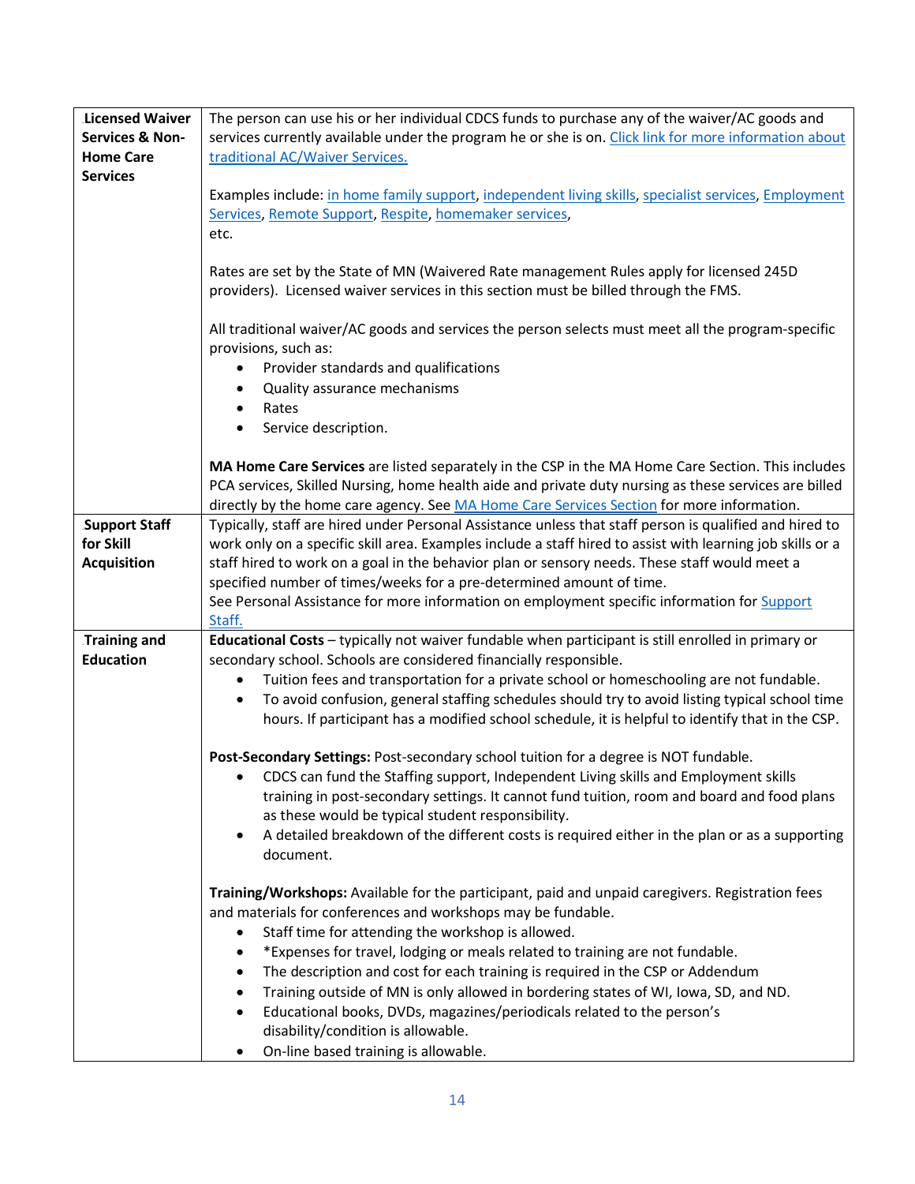| | |
|---|---|
| **Licensed Waiver Services & Non-Home Care Services** | The person can use his or her individual CDCS funds to purchase any of the waiver/AC goods and services currently available under the program he or she is on. Click link for more information about traditional AC/Waiver Services.<br><br>Examples include: in home family support, independent living skills, specialist services, Employment Services, Remote Support, Respite, homemaker services, etc.<br><br>Rates are set by the State of MN (Waivered Rate management Rules apply for licensed 245D providers). Licensed waiver services in this section must be billed through the FMS.<br><br>All traditional waiver/AC goods and services the person selects must meet all the program-specific provisions, such as:<br>• Provider standards and qualifications<br>• Quality assurance mechanisms<br>• Rates<br>• Service description.<br><br>**MA Home Care Services** are listed separately in the CSP in the MA Home Care Section. This includes PCA services, Skilled Nursing, home health aide and private duty nursing as these services are billed directly by the home care agency. See MA Home Care Services Section for more information. |
| **Support Staff for Skill Acquisition** | Typically, staff are hired under Personal Assistance unless that staff person is qualified and hired to work only on a specific skill area. Examples include a staff hired to assist with learning job skills or a staff hired to work on a goal in the behavior plan or sensory needs. These staff would meet a specified number of times/weeks for a pre-determined amount of time.<br>See Personal Assistance for more information on employment specific information for Support Staff. |
| **Training and Education** | **Educational Costs** – typically not waiver fundable when participant is still enrolled in primary or secondary school. Schools are considered financially responsible.<br>• Tuition fees and transportation for a private school or homeschooling are not fundable.<br>• To avoid confusion, general staffing schedules should try to avoid listing typical school time hours. If participant has a modified school schedule, it is helpful to identify that in the CSP.<br><br>**Post-Secondary Settings:** Post-secondary school tuition for a degree is NOT fundable.<br>• CDCS can fund the Staffing support, Independent Living skills and Employment skills training in post-secondary settings. It cannot fund tuition, room and board and food plans as these would be typical student responsibility.<br>• A detailed breakdown of the different costs is required either in the plan or as a supporting document.<br><br>**Training/Workshops:** Available for the participant, paid and unpaid caregivers. Registration fees and materials for conferences and workshops may be fundable.<br>• Staff time for attending the workshop is allowed.<br>• *Expenses for travel, lodging or meals related to training are not fundable.<br>• The description and cost for each training is required in the CSP or Addendum<br>• Training outside of MN is only allowed in bordering states of WI, Iowa, SD, and ND.<br>• Educational books, DVDs, magazines/periodicals related to the person's disability/condition is allowable.<br>• On-line based training is allowable. |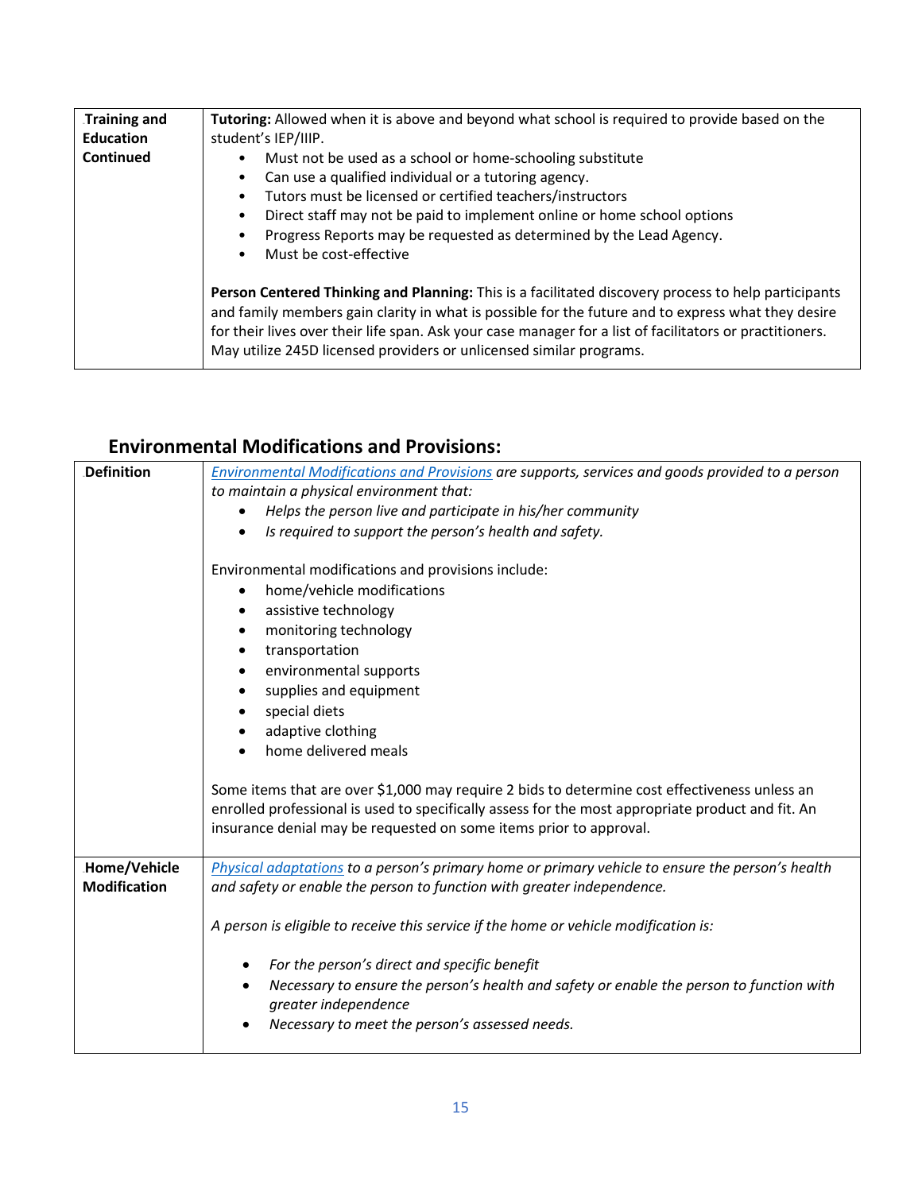| Training and Education Continued | **Tutoring:** Allowed when it is above and beyond what school is required to provide based on the student's IEP/IIIP.<br>• Must not be used as a school or home-schooling substitute<br>• Can use a qualified individual or a tutoring agency.<br>• Tutors must be licensed or certified teachers/instructors<br>• Direct staff may not be paid to implement online or home school options<br>• Progress Reports may be requested as determined by the Lead Agency.<br>• Must be cost-effective<br><br>**Person Centered Thinking and Planning:** This is a facilitated discovery process to help participants and family members gain clarity in what is possible for the future and to express what they desire for their lives over their life span. Ask your case manager for a list of facilitators or practitioners. May utilize 245D licensed providers or unlicensed similar programs. |
|---|---|

## Environmental Modifications and Provisions:

| Definition | *Environmental Modifications and Provisions are supports, services and goods provided to a person to maintain a physical environment that:*<br>• *Helps the person live and participate in his/her community*<br>• *Is required to support the person's health and safety.*<br><br>Environmental modifications and provisions include:<br>• home/vehicle modifications<br>• assistive technology<br>• monitoring technology<br>• transportation<br>• environmental supports<br>• supplies and equipment<br>• special diets<br>• adaptive clothing<br>• home delivered meals<br><br>Some items that are over $1,000 may require 2 bids to determine cost effectiveness unless an enrolled professional is used to specifically assess for the most appropriate product and fit. An insurance denial may be requested on some items prior to approval. |
|---|---|
| Home/Vehicle Modification | *Physical adaptations to a person's primary home or primary vehicle to ensure the person's health and safety or enable the person to function with greater independence.*<br><br>*A person is eligible to receive this service if the home or vehicle modification is:*<br>• *For the person's direct and specific benefit*<br>• *Necessary to ensure the person's health and safety or enable the person to function with greater independence*<br>• *Necessary to meet the person's assessed needs.* |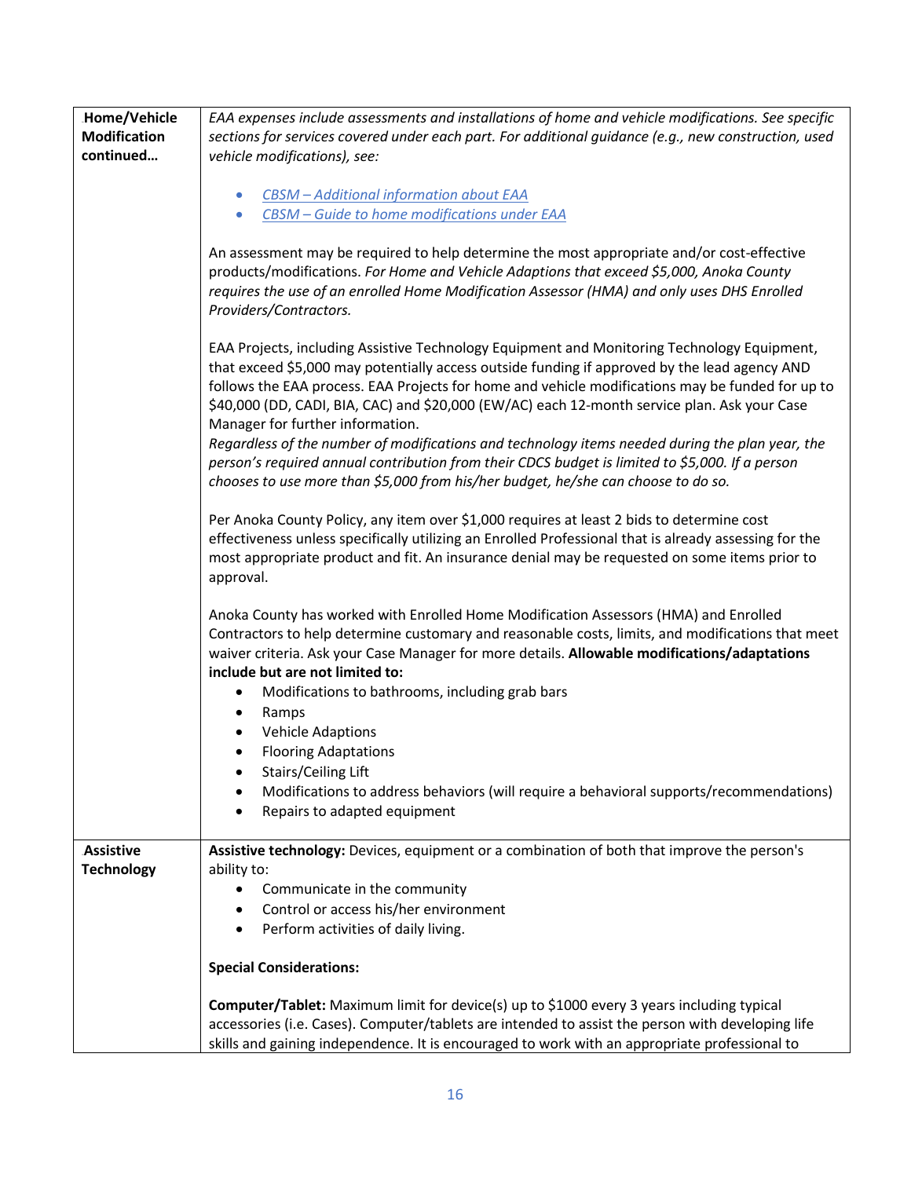| | |
|---|---|
| **Home/Vehicle Modification continued…** | *EAA expenses include assessments and installations of home and vehicle modifications. See specific sections for services covered under each part. For additional guidance (e.g., new construction, used vehicle modifications), see:*<br><br>• *CBSM – Additional information about EAA*<br>• *CBSM – Guide to home modifications under EAA*<br><br>An assessment may be required to help determine the most appropriate and/or cost-effective products/modifications. *For Home and Vehicle Adaptions that exceed $5,000, Anoka County requires the use of an enrolled Home Modification Assessor (HMA) and only uses DHS Enrolled Providers/Contractors.*<br><br>EAA Projects, including Assistive Technology Equipment and Monitoring Technology Equipment, that exceed $5,000 may potentially access outside funding if approved by the lead agency AND follows the EAA process. EAA Projects for home and vehicle modifications may be funded for up to $40,000 (DD, CADI, BIA, CAC) and $20,000 (EW/AC) each 12-month service plan. Ask your Case Manager for further information.<br>*Regardless of the number of modifications and technology items needed during the plan year, the person's required annual contribution from their CDCS budget is limited to $5,000. If a person chooses to use more than $5,000 from his/her budget, he/she can choose to do so.*<br><br>Per Anoka County Policy, any item over $1,000 requires at least 2 bids to determine cost effectiveness unless specifically utilizing an Enrolled Professional that is already assessing for the most appropriate product and fit. An insurance denial may be requested on some items prior to approval.<br><br>Anoka County has worked with Enrolled Home Modification Assessors (HMA) and Enrolled Contractors to help determine customary and reasonable costs, limits, and modifications that meet waiver criteria. Ask your Case Manager for more details. **Allowable modifications/adaptations include but are not limited to:**<br>• Modifications to bathrooms, including grab bars<br>• Ramps<br>• Vehicle Adaptions<br>• Flooring Adaptations<br>• Stairs/Ceiling Lift<br>• Modifications to address behaviors (will require a behavioral supports/recommendations)<br>• Repairs to adapted equipment |
| **Assistive Technology** | **Assistive technology:** Devices, equipment or a combination of both that improve the person's ability to:<br>• Communicate in the community<br>• Control or access his/her environment<br>• Perform activities of daily living.<br><br>**Special Considerations:**<br><br>**Computer/Tablet:** Maximum limit for device(s) up to $1000 every 3 years including typical accessories (i.e. Cases). Computer/tablets are intended to assist the person with developing life skills and gaining independence. It is encouraged to work with an appropriate professional to |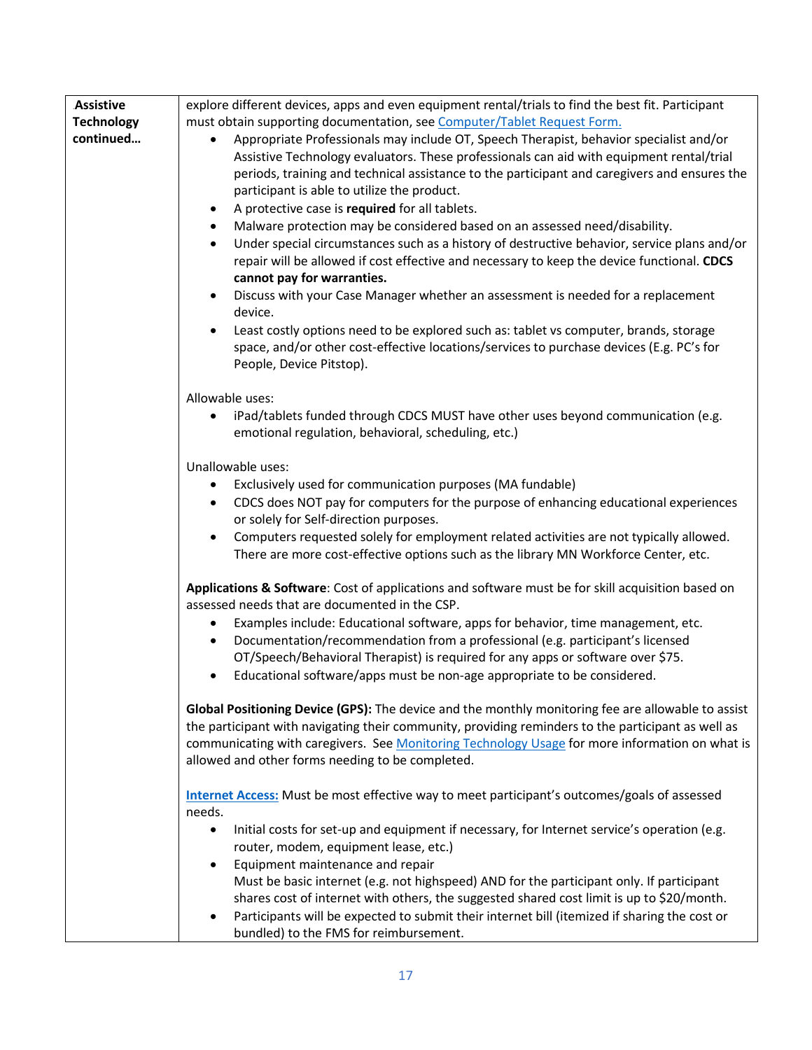| Assistive Technology continued… | |
|---|---|
| **Assistive Technology continued…** | explore different devices, apps and even equipment rental/trials to find the best fit. Participant must obtain supporting documentation, see [Computer/Tablet Request Form.](#)<br>• Appropriate Professionals may include OT, Speech Therapist, behavior specialist and/or Assistive Technology evaluators. These professionals can aid with equipment rental/trial periods, training and technical assistance to the participant and caregivers and ensures the participant is able to utilize the product.<br>• A protective case is **required** for all tablets.<br>• Malware protection may be considered based on an assessed need/disability.<br>• Under special circumstances such as a history of destructive behavior, service plans and/or repair will be allowed if cost effective and necessary to keep the device functional. **CDCS cannot pay for warranties.**<br>• Discuss with your Case Manager whether an assessment is needed for a replacement device.<br>• Least costly options need to be explored such as: tablet vs computer, brands, storage space, and/or other cost-effective locations/services to purchase devices (E.g. PC's for People, Device Pitstop).<br><br>Allowable uses:<br>• iPad/tablets funded through CDCS MUST have other uses beyond communication (e.g. emotional regulation, behavioral, scheduling, etc.)<br><br>Unallowable uses:<br>• Exclusively used for communication purposes (MA fundable)<br>• CDCS does NOT pay for computers for the purpose of enhancing educational experiences or solely for Self-direction purposes.<br>• Computers requested solely for employment related activities are not typically allowed. There are more cost-effective options such as the library MN Workforce Center, etc.<br><br>**Applications & Software**: Cost of applications and software must be for skill acquisition based on assessed needs that are documented in the CSP.<br>• Examples include: Educational software, apps for behavior, time management, etc.<br>• Documentation/recommendation from a professional (e.g. participant's licensed OT/Speech/Behavioral Therapist) is required for any apps or software over $75.<br>• Educational software/apps must be non-age appropriate to be considered.<br><br>**Global Positioning Device (GPS):** The device and the monthly monitoring fee are allowable to assist the participant with navigating their community, providing reminders to the participant as well as communicating with caregivers. See [Monitoring Technology Usage](#) for more information on what is allowed and other forms needing to be completed.<br><br>**[Internet Access:](#)** Must be most effective way to meet participant's outcomes/goals of assessed needs.<br>• Initial costs for set-up and equipment if necessary, for Internet service's operation (e.g. router, modem, equipment lease, etc.)<br>• Equipment maintenance and repair<br>Must be basic internet (e.g. not highspeed) AND for the participant only. If participant shares cost of internet with others, the suggested shared cost limit is up to $20/month.<br>• Participants will be expected to submit their internet bill (itemized if sharing the cost or bundled) to the FMS for reimbursement. |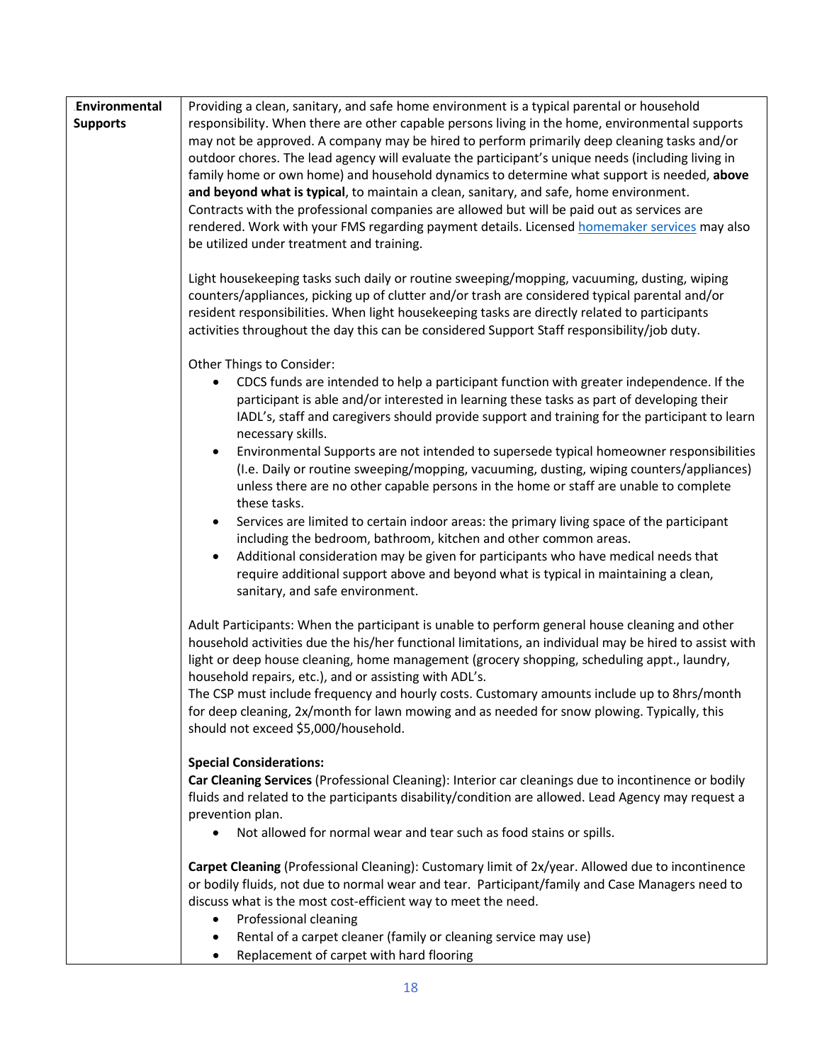| Environmental Supports | Providing a clean, sanitary, and safe home environment is a typical parental or household responsibility. When there are other capable persons living in the home, environmental supports may not be approved. A company may be hired to perform primarily deep cleaning tasks and/or outdoor chores. The lead agency will evaluate the participant's unique needs (including living in family home or own home) and household dynamics to determine what support is needed, **above and beyond what is typical**, to maintain a clean, sanitary, and safe, home environment. Contracts with the professional companies are allowed but will be paid out as services are rendered. Work with your FMS regarding payment details. Licensed homemaker services may also be utilized under treatment and training.<br><br>Light housekeeping tasks such daily or routine sweeping/mopping, vacuuming, dusting, wiping counters/appliances, picking up of clutter and/or trash are considered typical parental and/or resident responsibilities. When light housekeeping tasks are directly related to participants activities throughout the day this can be considered Support Staff responsibility/job duty.<br><br>Other Things to Consider:<br>• CDCS funds are intended to help a participant function with greater independence. If the participant is able and/or interested in learning these tasks as part of developing their IADL's, staff and caregivers should provide support and training for the participant to learn necessary skills.<br>• Environmental Supports are not intended to supersede typical homeowner responsibilities (I.e. Daily or routine sweeping/mopping, vacuuming, dusting, wiping counters/appliances) unless there are no other capable persons in the home or staff are unable to complete these tasks.<br>• Services are limited to certain indoor areas: the primary living space of the participant including the bedroom, bathroom, kitchen and other common areas.<br>• Additional consideration may be given for participants who have medical needs that require additional support above and beyond what is typical in maintaining a clean, sanitary, and safe environment.<br><br>Adult Participants: When the participant is unable to perform general house cleaning and other household activities due the his/her functional limitations, an individual may be hired to assist with light or deep house cleaning, home management (grocery shopping, scheduling appt., laundry, household repairs, etc.), and or assisting with ADL's.<br>The CSP must include frequency and hourly costs. Customary amounts include up to 8hrs/month for deep cleaning, 2x/month for lawn mowing and as needed for snow plowing. Typically, this should not exceed $5,000/household.<br><br>**Special Considerations:**<br>**Car Cleaning Services** (Professional Cleaning): Interior car cleanings due to incontinence or bodily fluids and related to the participants disability/condition are allowed. Lead Agency may request a prevention plan.<br>• Not allowed for normal wear and tear such as food stains or spills.<br><br>**Carpet Cleaning** (Professional Cleaning): Customary limit of 2x/year. Allowed due to incontinence or bodily fluids, not due to normal wear and tear. Participant/family and Case Managers need to discuss what is the most cost-efficient way to meet the need.<br>• Professional cleaning<br>• Rental of a carpet cleaner (family or cleaning service may use)<br>• Replacement of carpet with hard flooring |
|---|---|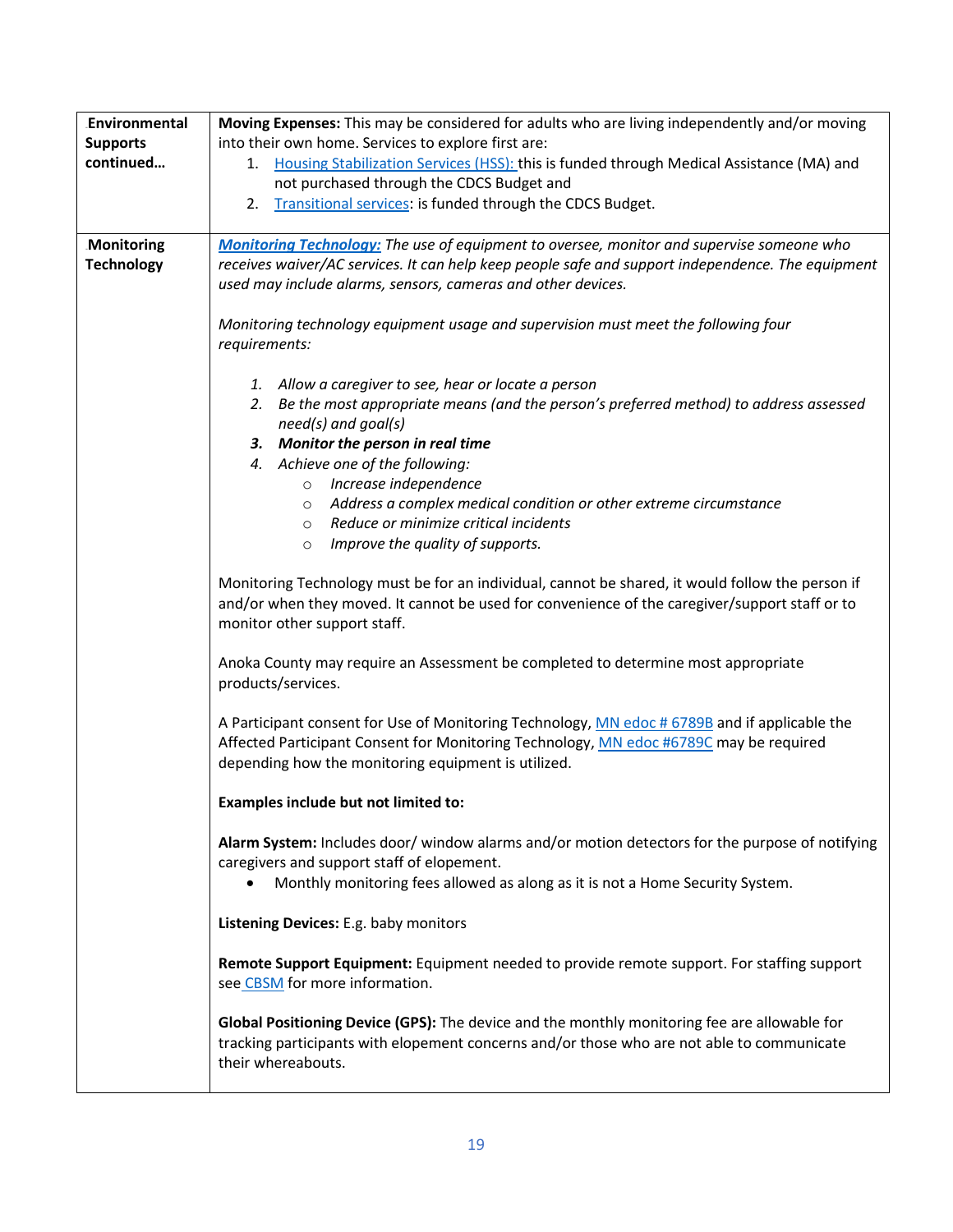| | |
|---|---|
| **Environmental Supports continued…** | **Moving Expenses:** This may be considered for adults who are living independently and/or moving into their own home. Services to explore first are:<br>1. Housing Stabilization Services (HSS): this is funded through Medical Assistance (MA) and not purchased through the CDCS Budget and<br>2. Transitional services: is funded through the CDCS Budget. |
| **Monitoring Technology** | ***Monitoring Technology:*** *The use of equipment to oversee, monitor and supervise someone who receives waiver/AC services. It can help keep people safe and support independence. The equipment used may include alarms, sensors, cameras and other devices.*<br><br>*Monitoring technology equipment usage and supervision must meet the following four requirements:*<br><br>*1. Allow a caregiver to see, hear or locate a person*<br>*2. Be the most appropriate means (and the person's preferred method) to address assessed need(s) and goal(s)*<br>***3. Monitor the person in real time***<br>*4. Achieve one of the following:*<br>&nbsp;&nbsp;&nbsp;&nbsp;○ *Increase independence*<br>&nbsp;&nbsp;&nbsp;&nbsp;○ *Address a complex medical condition or other extreme circumstance*<br>&nbsp;&nbsp;&nbsp;&nbsp;○ *Reduce or minimize critical incidents*<br>&nbsp;&nbsp;&nbsp;&nbsp;○ *Improve the quality of supports.*<br><br>Monitoring Technology must be for an individual, cannot be shared, it would follow the person if and/or when they moved. It cannot be used for convenience of the caregiver/support staff or to monitor other support staff.<br><br>Anoka County may require an Assessment be completed to determine most appropriate products/services.<br><br>A Participant consent for Use of Monitoring Technology, MN edoc # 6789B and if applicable the Affected Participant Consent for Monitoring Technology, MN edoc #6789C may be required depending how the monitoring equipment is utilized.<br><br>**Examples include but not limited to:**<br><br>**Alarm System:** Includes door/ window alarms and/or motion detectors for the purpose of notifying caregivers and support staff of elopement.<br>• Monthly monitoring fees allowed as along as it is not a Home Security System.<br><br>**Listening Devices:** E.g. baby monitors<br><br>**Remote Support Equipment:** Equipment needed to provide remote support. For staffing support see CBSM for more information.<br><br>**Global Positioning Device (GPS):** The device and the monthly monitoring fee are allowable for tracking participants with elopement concerns and/or those who are not able to communicate their whereabouts. |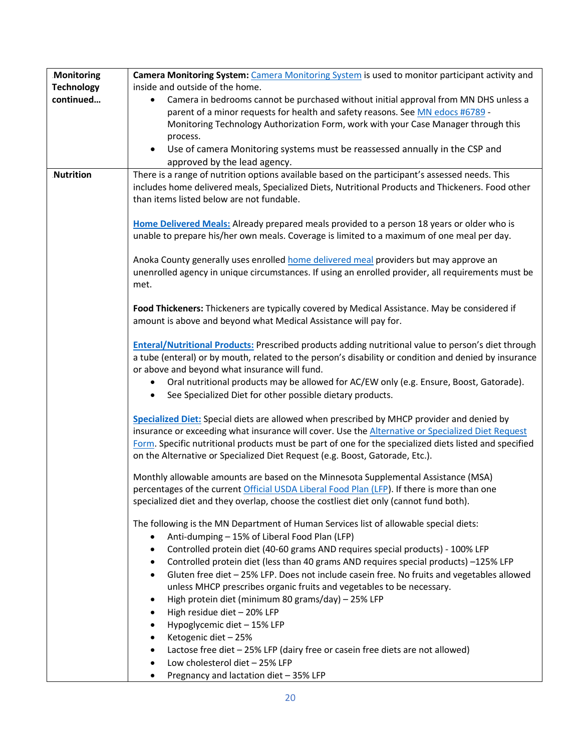| | |
|---|---|
| **Monitoring Technology continued…** | **Camera Monitoring System:** Camera Monitoring System is used to monitor participant activity and inside and outside of the home.<br>• Camera in bedrooms cannot be purchased without initial approval from MN DHS unless a parent of a minor requests for health and safety reasons. See MN edocs #6789 - Monitoring Technology Authorization Form, work with your Case Manager through this process.<br>• Use of camera Monitoring systems must be reassessed annually in the CSP and approved by the lead agency. |
| **Nutrition** | There is a range of nutrition options available based on the participant's assessed needs. This includes home delivered meals, Specialized Diets, Nutritional Products and Thickeners. Food other than items listed below are not fundable.<br><br>**Home Delivered Meals:** Already prepared meals provided to a person 18 years or older who is unable to prepare his/her own meals. Coverage is limited to a maximum of one meal per day.<br><br>Anoka County generally uses enrolled home delivered meal providers but may approve an unenrolled agency in unique circumstances. If using an enrolled provider, all requirements must be met.<br><br>**Food Thickeners:** Thickeners are typically covered by Medical Assistance. May be considered if amount is above and beyond what Medical Assistance will pay for.<br><br>**Enteral/Nutritional Products:** Prescribed products adding nutritional value to person's diet through a tube (enteral) or by mouth, related to the person's disability or condition and denied by insurance or above and beyond what insurance will fund.<br>• Oral nutritional products may be allowed for AC/EW only (e.g. Ensure, Boost, Gatorade).<br>• See Specialized Diet for other possible dietary products.<br><br>**Specialized Diet:** Special diets are allowed when prescribed by MHCP provider and denied by insurance or exceeding what insurance will cover. Use the Alternative or Specialized Diet Request Form. Specific nutritional products must be part of one for the specialized diets listed and specified on the Alternative or Specialized Diet Request (e.g. Boost, Gatorade, Etc.).<br><br>Monthly allowable amounts are based on the Minnesota Supplemental Assistance (MSA) percentages of the current Official USDA Liberal Food Plan (LFP). If there is more than one specialized diet and they overlap, choose the costliest diet only (cannot fund both).<br><br>The following is the MN Department of Human Services list of allowable special diets:<br>• Anti-dumping – 15% of Liberal Food Plan (LFP)<br>• Controlled protein diet (40-60 grams AND requires special products) - 100% LFP<br>• Controlled protein diet (less than 40 grams AND requires special products) –125% LFP<br>• Gluten free diet – 25% LFP. Does not include casein free. No fruits and vegetables allowed unless MHCP prescribes organic fruits and vegetables to be necessary.<br>• High protein diet (minimum 80 grams/day) – 25% LFP<br>• High residue diet – 20% LFP<br>• Hypoglycemic diet – 15% LFP<br>• Ketogenic diet – 25%<br>• Lactose free diet – 25% LFP (dairy free or casein free diets are not allowed)<br>• Low cholesterol diet – 25% LFP<br>• Pregnancy and lactation diet – 35% LFP |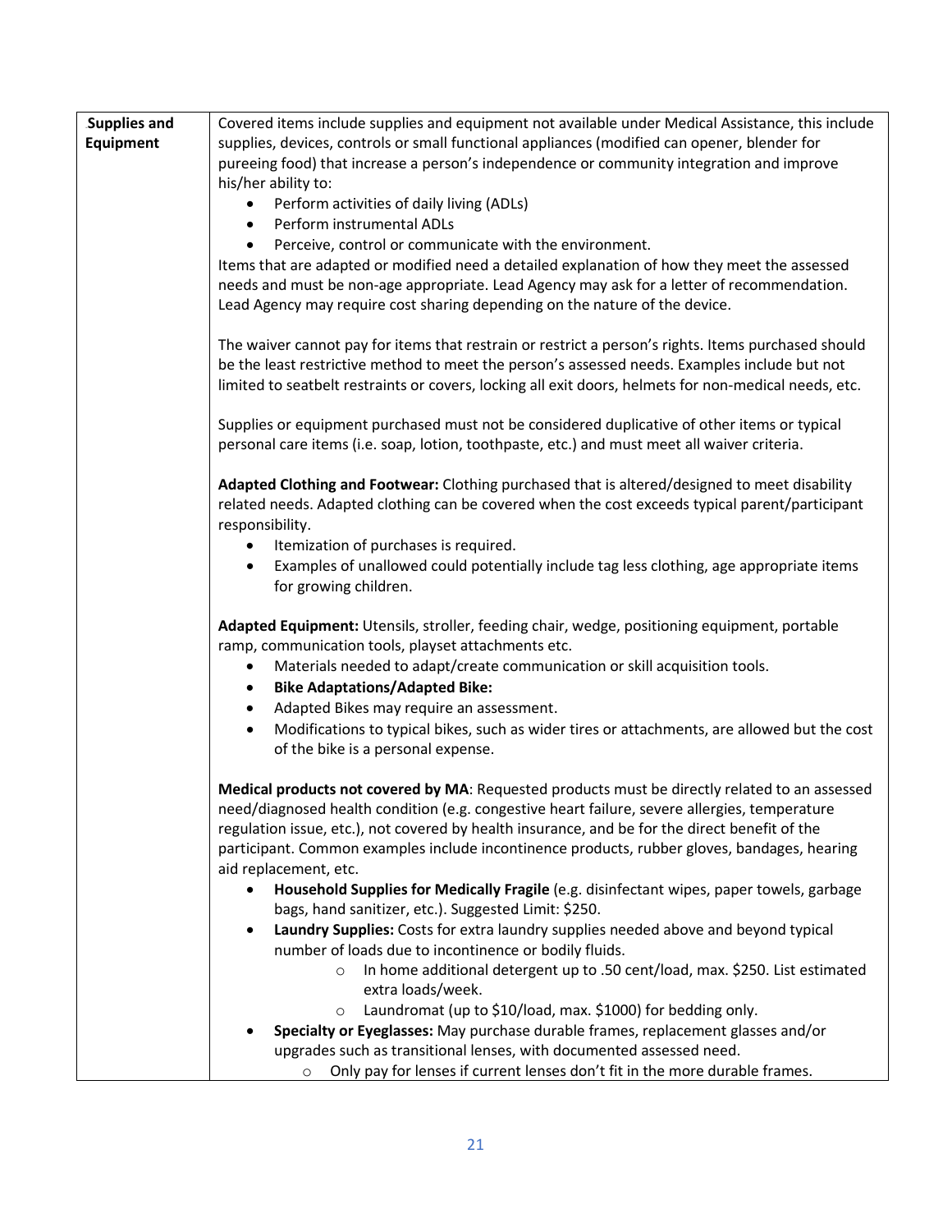| Supplies and Equipment | Covered items include supplies and equipment not available under Medical Assistance, this include supplies, devices, controls or small functional appliances (modified can opener, blender for pureeing food) that increase a person's independence or community integration and improve his/her ability to:<br>• Perform activities of daily living (ADLs)<br>• Perform instrumental ADLs<br>• Perceive, control or communicate with the environment.<br>Items that are adapted or modified need a detailed explanation of how they meet the assessed needs and must be non-age appropriate. Lead Agency may ask for a letter of recommendation. Lead Agency may require cost sharing depending on the nature of the device.<br><br>The waiver cannot pay for items that restrain or restrict a person's rights. Items purchased should be the least restrictive method to meet the person's assessed needs. Examples include but not limited to seatbelt restraints or covers, locking all exit doors, helmets for non-medical needs, etc.<br><br>Supplies or equipment purchased must not be considered duplicative of other items or typical personal care items (i.e. soap, lotion, toothpaste, etc.) and must meet all waiver criteria.<br><br>**Adapted Clothing and Footwear:** Clothing purchased that is altered/designed to meet disability related needs. Adapted clothing can be covered when the cost exceeds typical parent/participant responsibility.<br>• Itemization of purchases is required.<br>• Examples of unallowed could potentially include tag less clothing, age appropriate items for growing children.<br><br>**Adapted Equipment:** Utensils, stroller, feeding chair, wedge, positioning equipment, portable ramp, communication tools, playset attachments etc.<br>• Materials needed to adapt/create communication or skill acquisition tools.<br>• **Bike Adaptations/Adapted Bike:**<br>• Adapted Bikes may require an assessment.<br>• Modifications to typical bikes, such as wider tires or attachments, are allowed but the cost of the bike is a personal expense.<br><br>**Medical products not covered by MA**: Requested products must be directly related to an assessed need/diagnosed health condition (e.g. congestive heart failure, severe allergies, temperature regulation issue, etc.), not covered by health insurance, and be for the direct benefit of the participant. Common examples include incontinence products, rubber gloves, bandages, hearing aid replacement, etc.<br>• **Household Supplies for Medically Fragile** (e.g. disinfectant wipes, paper towels, garbage bags, hand sanitizer, etc.). Suggested Limit: $250.<br>• **Laundry Supplies:** Costs for extra laundry supplies needed above and beyond typical number of loads due to incontinence or bodily fluids.<br>  ○ In home additional detergent up to .50 cent/load, max. $250. List estimated extra loads/week.<br>  ○ Laundromat (up to $10/load, max. $1000) for bedding only.<br>• **Specialty or Eyeglasses:** May purchase durable frames, replacement glasses and/or upgrades such as transitional lenses, with documented assessed need.<br>  ○ Only pay for lenses if current lenses don't fit in the more durable frames. |
|---|---|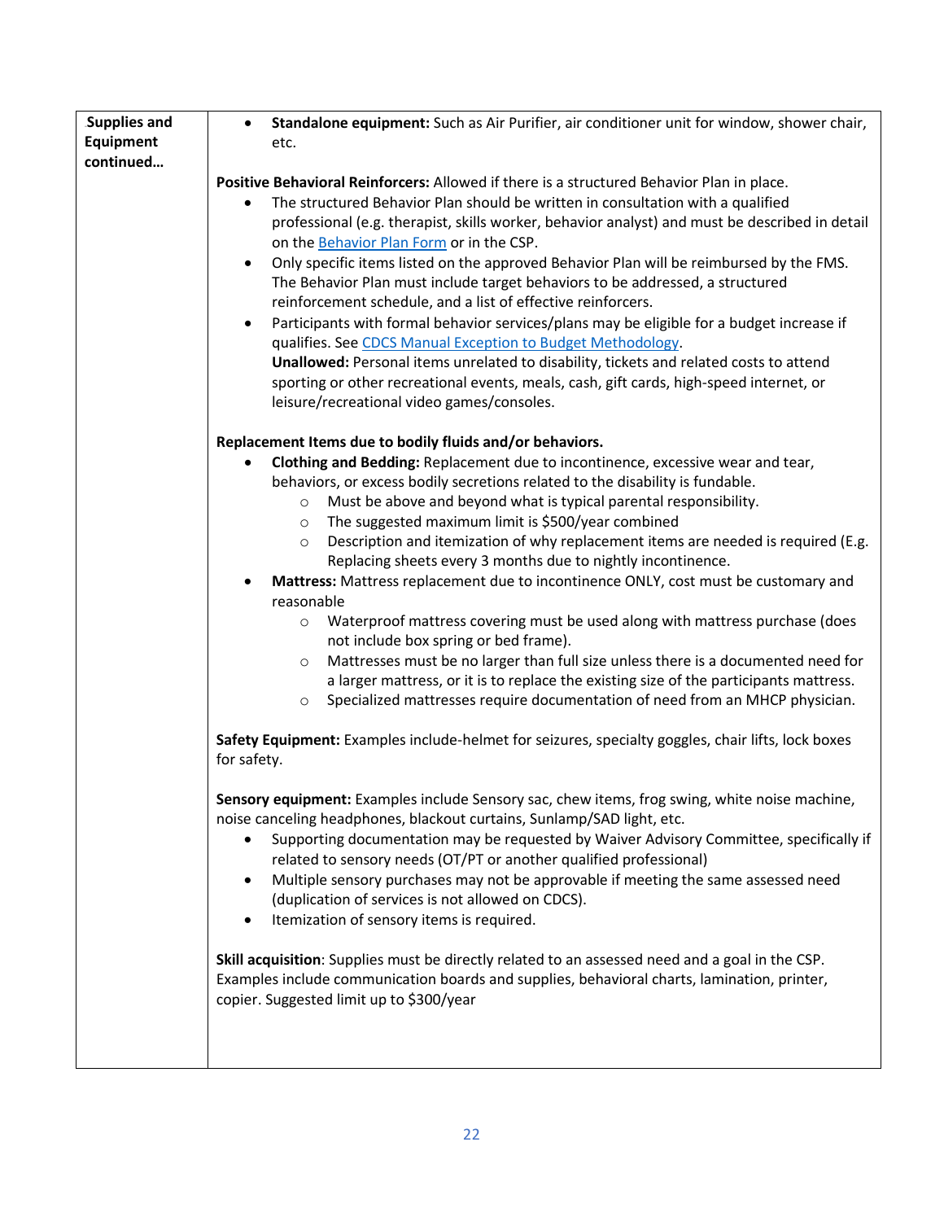| Supplies and Equipment continued… | • **Standalone equipment:** Such as Air Purifier, air conditioner unit for window, shower chair, etc.<br><br>**Positive Behavioral Reinforcers:** Allowed if there is a structured Behavior Plan in place.<br>• The structured Behavior Plan should be written in consultation with a qualified professional (e.g. therapist, skills worker, behavior analyst) and must be described in detail on the Behavior Plan Form or in the CSP.<br>• Only specific items listed on the approved Behavior Plan will be reimbursed by the FMS. The Behavior Plan must include target behaviors to be addressed, a structured reinforcement schedule, and a list of effective reinforcers.<br>• Participants with formal behavior services/plans may be eligible for a budget increase if qualifies. See CDCS Manual Exception to Budget Methodology.<br>**Unallowed:** Personal items unrelated to disability, tickets and related costs to attend sporting or other recreational events, meals, cash, gift cards, high-speed internet, or leisure/recreational video games/consoles.<br><br>**Replacement Items due to bodily fluids and/or behaviors.**<br>• **Clothing and Bedding:** Replacement due to incontinence, excessive wear and tear, behaviors, or excess bodily secretions related to the disability is fundable.<br>&nbsp;&nbsp;&nbsp;&nbsp;○ Must be above and beyond what is typical parental responsibility.<br>&nbsp;&nbsp;&nbsp;&nbsp;○ The suggested maximum limit is $500/year combined<br>&nbsp;&nbsp;&nbsp;&nbsp;○ Description and itemization of why replacement items are needed is required (E.g. Replacing sheets every 3 months due to nightly incontinence.<br>• **Mattress:** Mattress replacement due to incontinence ONLY, cost must be customary and reasonable<br>&nbsp;&nbsp;&nbsp;&nbsp;○ Waterproof mattress covering must be used along with mattress purchase (does not include box spring or bed frame).<br>&nbsp;&nbsp;&nbsp;&nbsp;○ Mattresses must be no larger than full size unless there is a documented need for a larger mattress, or it is to replace the existing size of the participants mattress.<br>&nbsp;&nbsp;&nbsp;&nbsp;○ Specialized mattresses require documentation of need from an MHCP physician.<br><br>**Safety Equipment:** Examples include-helmet for seizures, specialty goggles, chair lifts, lock boxes for safety.<br><br>**Sensory equipment:** Examples include Sensory sac, chew items, frog swing, white noise machine, noise canceling headphones, blackout curtains, Sunlamp/SAD light, etc.<br>• Supporting documentation may be requested by Waiver Advisory Committee, specifically if related to sensory needs (OT/PT or another qualified professional)<br>• Multiple sensory purchases may not be approvable if meeting the same assessed need (duplication of services is not allowed on CDCS).<br>• Itemization of sensory items is required.<br><br>**Skill acquisition**: Supplies must be directly related to an assessed need and a goal in the CSP. Examples include communication boards and supplies, behavioral charts, lamination, printer, copier. Suggested limit up to $300/year |
|---|---|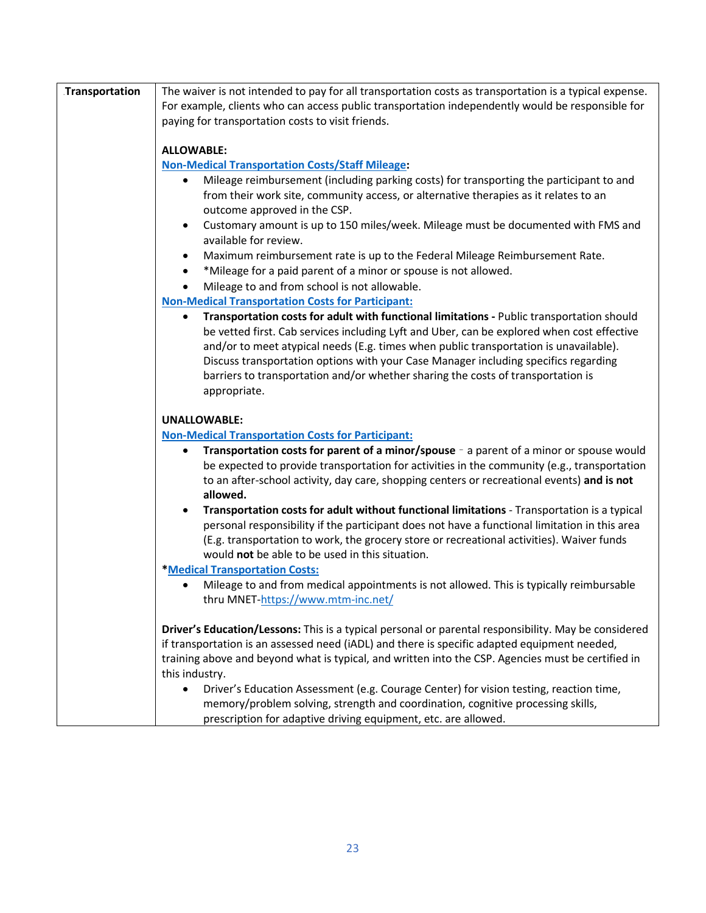| Transportation | The waiver is not intended to pay for all transportation costs as transportation is a typical expense. For example, clients who can access public transportation independently would be responsible for paying for transportation costs to visit friends.<br><br>**ALLOWABLE:**<br>**Non-Medical Transportation Costs/Staff Mileage:**<br>• Mileage reimbursement (including parking costs) for transporting the participant to and from their work site, community access, or alternative therapies as it relates to an outcome approved in the CSP.<br>• Customary amount is up to 150 miles/week. Mileage must be documented with FMS and available for review.<br>• Maximum reimbursement rate is up to the Federal Mileage Reimbursement Rate.<br>• *Mileage for a paid parent of a minor or spouse is not allowed.<br>• Mileage to and from school is not allowable.<br>**Non-Medical Transportation Costs for Participant:**<br>• **Transportation costs for adult with functional limitations -** Public transportation should be vetted first. Cab services including Lyft and Uber, can be explored when cost effective and/or to meet atypical needs (E.g. times when public transportation is unavailable). Discuss transportation options with your Case Manager including specifics regarding barriers to transportation and/or whether sharing the costs of transportation is appropriate.<br><br>**UNALLOWABLE:**<br>**Non-Medical Transportation Costs for Participant:**<br>• **Transportation costs for parent of a minor/spouse** - a parent of a minor or spouse would be expected to provide transportation for activities in the community (e.g., transportation to an after-school activity, day care, shopping centers or recreational events) **and is not allowed.**<br>• **Transportation costs for adult without functional limitations** - Transportation is a typical personal responsibility if the participant does not have a functional limitation in this area (E.g. transportation to work, the grocery store or recreational activities). Waiver funds would **not** be able to be used in this situation.<br>***Medical Transportation Costs:**<br>• Mileage to and from medical appointments is not allowed. This is typically reimbursable thru MNET-https://www.mtm-inc.net/<br><br>**Driver's Education/Lessons:** This is a typical personal or parental responsibility. May be considered if transportation is an assessed need (iADL) and there is specific adapted equipment needed, training above and beyond what is typical, and written into the CSP. Agencies must be certified in this industry.<br>• Driver's Education Assessment (e.g. Courage Center) for vision testing, reaction time, memory/problem solving, strength and coordination, cognitive processing skills, prescription for adaptive driving equipment, etc. are allowed. |
|---|---|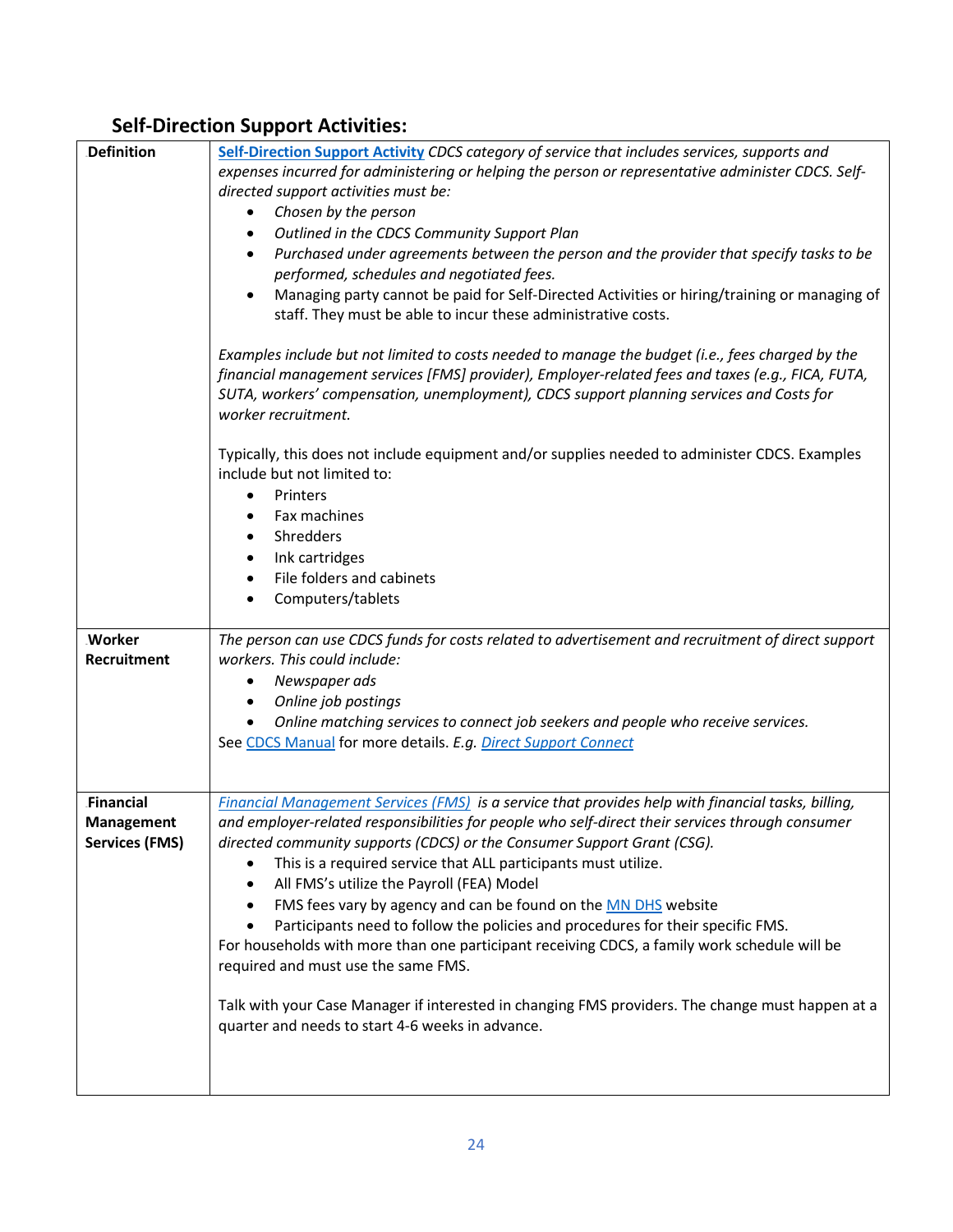## Self-Direction Support Activities:

| | |
|---|---|
| **Definition** | **Self-Direction Support Activity** *CDCS category of service that includes services, supports and expenses incurred for administering or helping the person or representative administer CDCS. Self-directed support activities must be:*<br>• *Chosen by the person*<br>• *Outlined in the CDCS Community Support Plan*<br>• *Purchased under agreements between the person and the provider that specify tasks to be performed, schedules and negotiated fees.*<br>• Managing party cannot be paid for Self-Directed Activities or hiring/training or managing of staff. They must be able to incur these administrative costs.<br><br>*Examples include but not limited to costs needed to manage the budget (i.e., fees charged by the financial management services [FMS] provider), Employer-related fees and taxes (e.g., FICA, FUTA, SUTA, workers' compensation, unemployment), CDCS support planning services and Costs for worker recruitment.*<br><br>Typically, this does not include equipment and/or supplies needed to administer CDCS. Examples include but not limited to:<br>• Printers<br>• Fax machines<br>• Shredders<br>• Ink cartridges<br>• File folders and cabinets<br>• Computers/tablets |
| **Worker Recruitment** | *The person can use CDCS funds for costs related to advertisement and recruitment of direct support workers. This could include:*<br>• *Newspaper ads*<br>• *Online job postings*<br>• *Online matching services to connect job seekers and people who receive services.*<br>See CDCS Manual for more details. *E.g. Direct Support Connect* |
| **Financial Management Services (FMS)** | *Financial Management Services (FMS) is a service that provides help with financial tasks, billing, and employer-related responsibilities for people who self-direct their services through consumer directed community supports (CDCS) or the Consumer Support Grant (CSG).*<br>• This is a required service that ALL participants must utilize.<br>• All FMS's utilize the Payroll (FEA) Model<br>• FMS fees vary by agency and can be found on the MN DHS website<br>• Participants need to follow the policies and procedures for their specific FMS.<br>For households with more than one participant receiving CDCS, a family work schedule will be required and must use the same FMS.<br><br>Talk with your Case Manager if interested in changing FMS providers. The change must happen at a quarter and needs to start 4-6 weeks in advance. |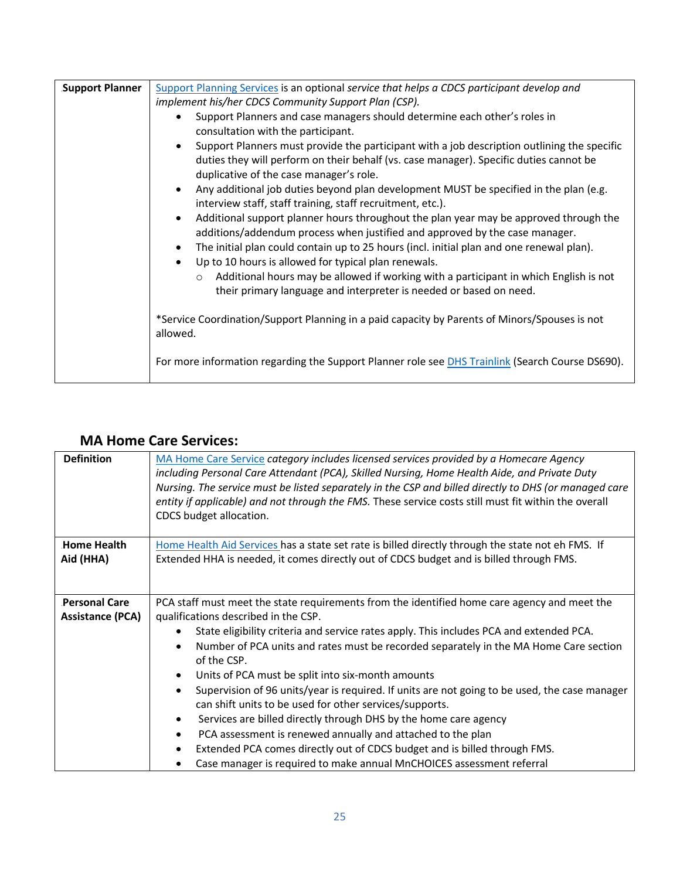| Support Planner | Support Planning Services is an optional *service that helps a CDCS participant develop and implement his/her CDCS Community Support Plan (CSP).*<br>• Support Planners and case managers should determine each other's roles in consultation with the participant.<br>• Support Planners must provide the participant with a job description outlining the specific duties they will perform on their behalf (vs. case manager). Specific duties cannot be duplicative of the case manager's role.<br>• Any additional job duties beyond plan development MUST be specified in the plan (e.g. interview staff, staff training, staff recruitment, etc.).<br>• Additional support planner hours throughout the plan year may be approved through the additions/addendum process when justified and approved by the case manager.<br>• The initial plan could contain up to 25 hours (incl. initial plan and one renewal plan).<br>• Up to 10 hours is allowed for typical plan renewals.<br>&nbsp;&nbsp;&nbsp;&nbsp;○ Additional hours may be allowed if working with a participant in which English is not their primary language and interpreter is needed or based on need.<br><br>*Service Coordination/Support Planning in a paid capacity by Parents of Minors/Spouses is not allowed.<br><br>For more information regarding the Support Planner role see DHS Trainlink (Search Course DS690). |
|---|---|

## MA Home Care Services:

| Definition | MA Home Care Service *category includes licensed services provided by a Homecare Agency including Personal Care Attendant (PCA), Skilled Nursing, Home Health Aide, and Private Duty Nursing. The service must be listed separately in the CSP and billed directly to DHS (or managed care entity if applicable) and not through the FMS.* These service costs still must fit within the overall CDCS budget allocation. |
|---|---|
| Home Health Aid (HHA) | Home Health Aid Services has a state set rate is billed directly through the state not eh FMS. If Extended HHA is needed, it comes directly out of CDCS budget and is billed through FMS. |
| Personal Care Assistance (PCA) | PCA staff must meet the state requirements from the identified home care agency and meet the qualifications described in the CSP.<br>• State eligibility criteria and service rates apply. This includes PCA and extended PCA.<br>• Number of PCA units and rates must be recorded separately in the MA Home Care section of the CSP.<br>• Units of PCA must be split into six-month amounts<br>• Supervision of 96 units/year is required. If units are not going to be used, the case manager can shift units to be used for other services/supports.<br>• Services are billed directly through DHS by the home care agency<br>• PCA assessment is renewed annually and attached to the plan<br>• Extended PCA comes directly out of CDCS budget and is billed through FMS.<br>• Case manager is required to make annual MnCHOICES assessment referral |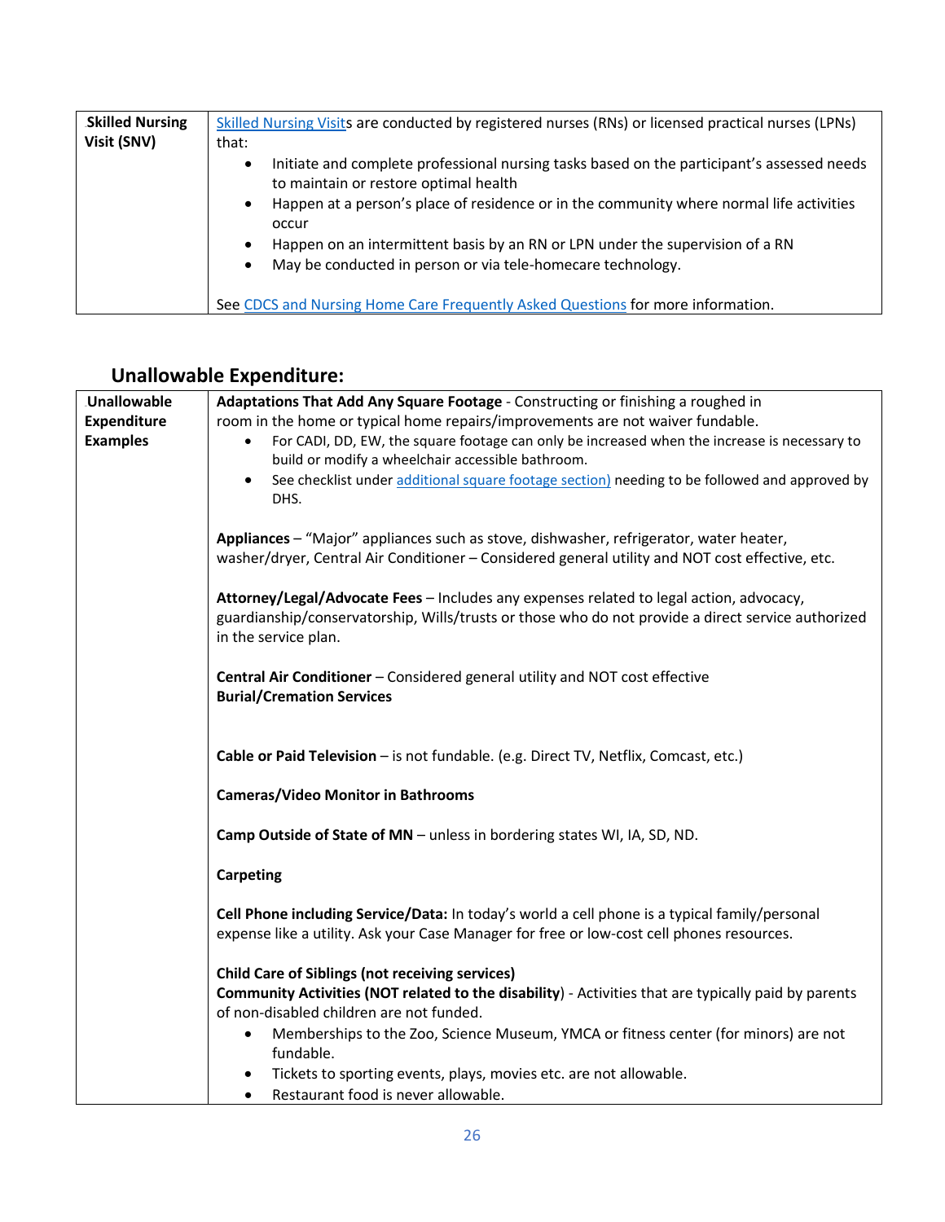| | |
|---|---|
| **Skilled Nursing Visit (SNV)** | Skilled Nursing Visits are conducted by registered nurses (RNs) or licensed practical nurses (LPNs) that:<br>• Initiate and complete professional nursing tasks based on the participant's assessed needs to maintain or restore optimal health<br>• Happen at a person's place of residence or in the community where normal life activities occur<br>• Happen on an intermittent basis by an RN or LPN under the supervision of a RN<br>• May be conducted in person or via tele-homecare technology.<br><br>See CDCS and Nursing Home Care Frequently Asked Questions for more information. |

## Unallowable Expenditure:

| | |
|---|---|
| **Unallowable Expenditure Examples** | **Adaptations That Add Any Square Footage** - Constructing or finishing a roughed in room in the home or typical home repairs/improvements are not waiver fundable.<br>• For CADI, DD, EW, the square footage can only be increased when the increase is necessary to build or modify a wheelchair accessible bathroom.<br>• See checklist under additional square footage section) needing to be followed and approved by DHS.<br><br>**Appliances** – "Major" appliances such as stove, dishwasher, refrigerator, water heater, washer/dryer, Central Air Conditioner – Considered general utility and NOT cost effective, etc.<br><br>**Attorney/Legal/Advocate Fees** – Includes any expenses related to legal action, advocacy, guardianship/conservatorship, Wills/trusts or those who do not provide a direct service authorized in the service plan.<br><br>**Central Air Conditioner** – Considered general utility and NOT cost effective<br>**Burial/Cremation Services**<br><br>**Cable or Paid Television** – is not fundable. (e.g. Direct TV, Netflix, Comcast, etc.)<br><br>**Cameras/Video Monitor in Bathrooms**<br><br>**Camp Outside of State of MN** – unless in bordering states WI, IA, SD, ND.<br><br>**Carpeting**<br><br>**Cell Phone including Service/Data:** In today's world a cell phone is a typical family/personal expense like a utility. Ask your Case Manager for free or low-cost cell phones resources.<br><br>**Child Care of Siblings (not receiving services)**<br>**Community Activities (NOT related to the disability)** - Activities that are typically paid by parents of non-disabled children are not funded.<br>• Memberships to the Zoo, Science Museum, YMCA or fitness center (for minors) are not fundable.<br>• Tickets to sporting events, plays, movies etc. are not allowable.<br>• Restaurant food is never allowable. |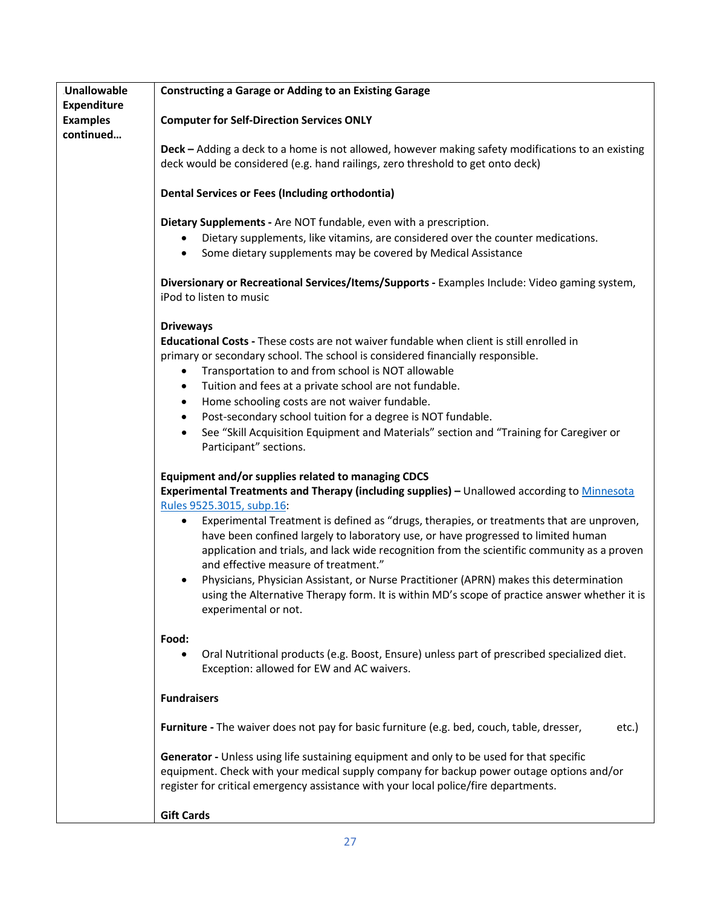| Unallowable Expenditure Examples continued… | **Constructing a Garage or Adding to an Existing Garage**<br><br>**Computer for Self-Direction Services ONLY**<br><br>**Deck –** Adding a deck to a home is not allowed, however making safety modifications to an existing deck would be considered (e.g. hand railings, zero threshold to get onto deck)<br><br>**Dental Services or Fees (Including orthodontia)**<br><br>**Dietary Supplements -** Are NOT fundable, even with a prescription.<br>• Dietary supplements, like vitamins, are considered over the counter medications.<br>• Some dietary supplements may be covered by Medical Assistance<br><br>**Diversionary or Recreational Services/Items/Supports -** Examples Include: Video gaming system, iPod to listen to music<br><br>**Driveways**<br>**Educational Costs -** These costs are not waiver fundable when client is still enrolled in primary or secondary school. The school is considered financially responsible.<br>• Transportation to and from school is NOT allowable<br>• Tuition and fees at a private school are not fundable.<br>• Home schooling costs are not waiver fundable.<br>• Post-secondary school tuition for a degree is NOT fundable.<br>• See "Skill Acquisition Equipment and Materials" section and "Training for Caregiver or Participant" sections.<br><br>**Equipment and/or supplies related to managing CDCS**<br>**Experimental Treatments and Therapy (including supplies) –** Unallowed according to [Minnesota Rules 9525.3015, subp.16](Minnesota Rules 9525.3015, subp.16):<br>• Experimental Treatment is defined as "drugs, therapies, or treatments that are unproven, have been confined largely to laboratory use, or have progressed to limited human application and trials, and lack wide recognition from the scientific community as a proven and effective measure of treatment."<br>• Physicians, Physician Assistant, or Nurse Practitioner (APRN) makes this determination using the Alternative Therapy form. It is within MD's scope of practice answer whether it is experimental or not.<br><br>**Food:**<br>• Oral Nutritional products (e.g. Boost, Ensure) unless part of prescribed specialized diet. Exception: allowed for EW and AC waivers.<br><br>**Fundraisers**<br><br>**Furniture -** The waiver does not pay for basic furniture (e.g. bed, couch, table, dresser, etc.)<br><br>**Generator -** Unless using life sustaining equipment and only to be used for that specific equipment. Check with your medical supply company for backup power outage options and/or register for critical emergency assistance with your local police/fire departments.<br><br>**Gift Cards** |
|---|---|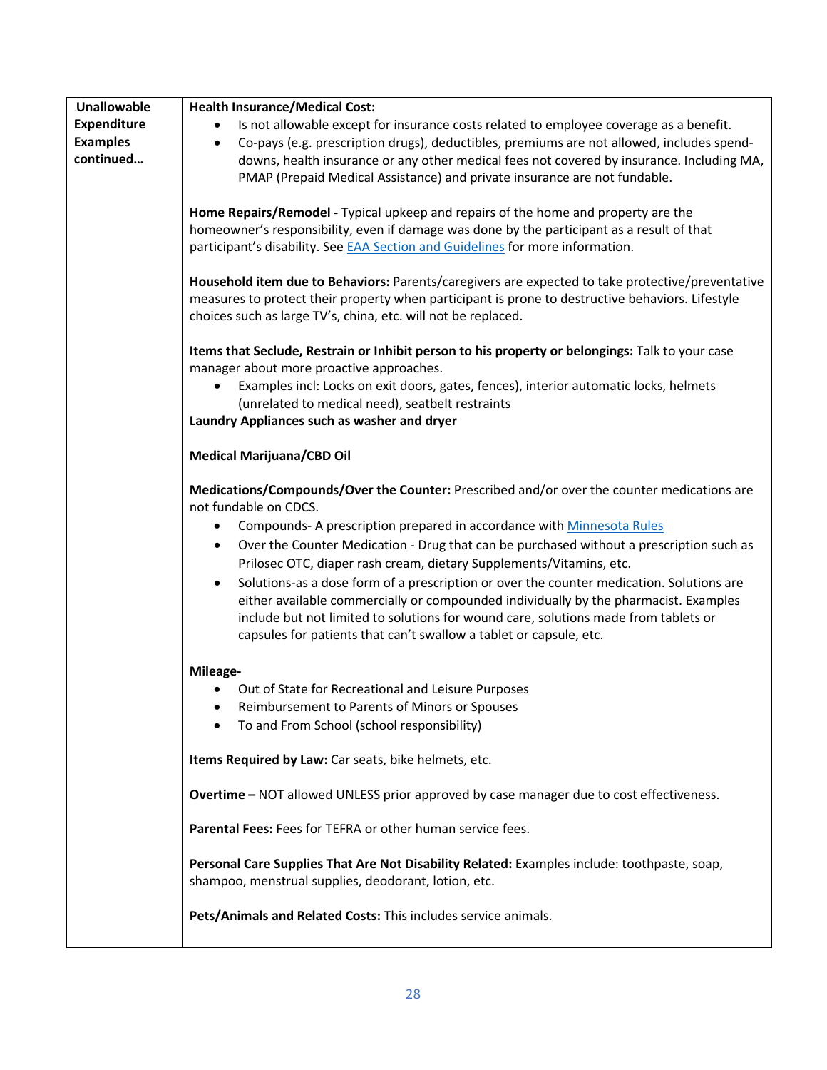| Unallowable Expenditure Examples continued… | |
|---|---|
| | **Health Insurance/Medical Cost:**<br>• Is not allowable except for insurance costs related to employee coverage as a benefit.<br>• Co-pays (e.g. prescription drugs), deductibles, premiums are not allowed, includes spend-downs, health insurance or any other medical fees not covered by insurance. Including MA, PMAP (Prepaid Medical Assistance) and private insurance are not fundable.<br><br>**Home Repairs/Remodel -** Typical upkeep and repairs of the home and property are the homeowner's responsibility, even if damage was done by the participant as a result of that participant's disability. See [EAA Section and Guidelines]() for more information.<br><br>**Household item due to Behaviors:** Parents/caregivers are expected to take protective/preventative measures to protect their property when participant is prone to destructive behaviors. Lifestyle choices such as large TV's, china, etc. will not be replaced.<br><br>**Items that Seclude, Restrain or Inhibit person to his property or belongings:** Talk to your case manager about more proactive approaches.<br>• Examples incl: Locks on exit doors, gates, fences), interior automatic locks, helmets (unrelated to medical need), seatbelt restraints<br>**Laundry Appliances such as washer and dryer**<br><br>**Medical Marijuana/CBD Oil**<br><br>**Medications/Compounds/Over the Counter:** Prescribed and/or over the counter medications are not fundable on CDCS.<br>• Compounds- A prescription prepared in accordance with [Minnesota Rules]()<br>• Over the Counter Medication - Drug that can be purchased without a prescription such as Prilosec OTC, diaper rash cream, dietary Supplements/Vitamins, etc.<br>• Solutions-as a dose form of a prescription or over the counter medication. Solutions are either available commercially or compounded individually by the pharmacist. Examples include but not limited to solutions for wound care, solutions made from tablets or capsules for patients that can't swallow a tablet or capsule, etc.<br><br>**Mileage-**<br>• Out of State for Recreational and Leisure Purposes<br>• Reimbursement to Parents of Minors or Spouses<br>• To and From School (school responsibility)<br><br>**Items Required by Law:** Car seats, bike helmets, etc.<br><br>**Overtime –** NOT allowed UNLESS prior approved by case manager due to cost effectiveness.<br><br>**Parental Fees:** Fees for TEFRA or other human service fees.<br><br>**Personal Care Supplies That Are Not Disability Related:** Examples include: toothpaste, soap, shampoo, menstrual supplies, deodorant, lotion, etc.<br><br>**Pets/Animals and Related Costs:** This includes service animals. |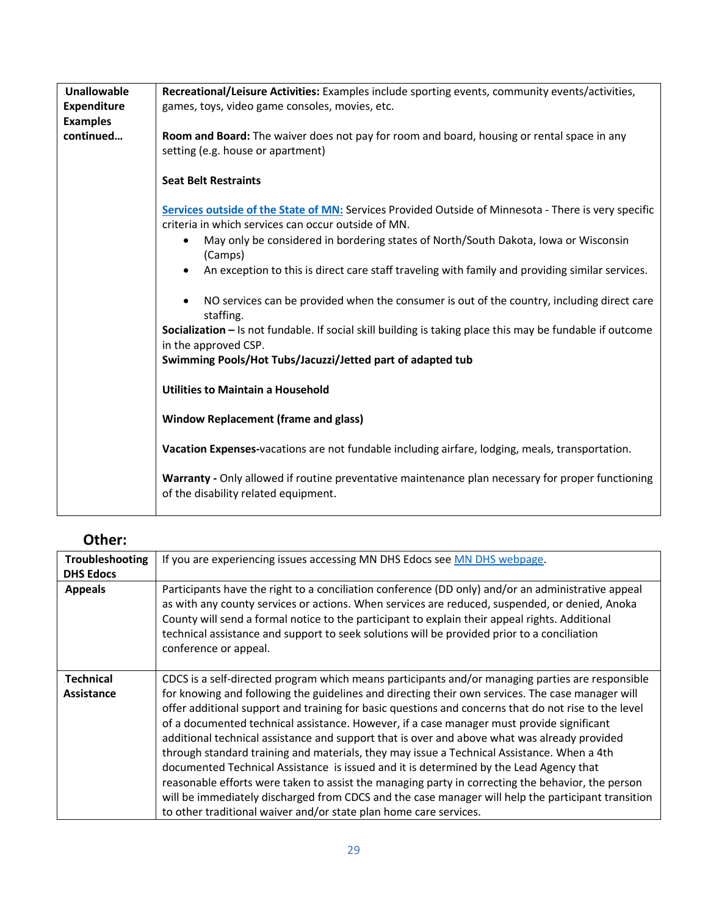| Unallowable Expenditure Examples continued… | **Recreational/Leisure Activities:** Examples include sporting events, community events/activities, games, toys, video game consoles, movies, etc.<br><br>**Room and Board:** The waiver does not pay for room and board, housing or rental space in any setting (e.g. house or apartment)<br><br>**Seat Belt Restraints**<br><br>**Services outside of the State of MN:** Services Provided Outside of Minnesota - There is very specific criteria in which services can occur outside of MN.<br>• May only be considered in bordering states of North/South Dakota, Iowa or Wisconsin (Camps)<br>• An exception to this is direct care staff traveling with family and providing similar services.<br>• NO services can be provided when the consumer is out of the country, including direct care staffing.<br>**Socialization –** Is not fundable. If social skill building is taking place this may be fundable if outcome in the approved CSP.<br>**Swimming Pools/Hot Tubs/Jacuzzi/Jetted part of adapted tub**<br><br>**Utilities to Maintain a Household**<br><br>**Window Replacement (frame and glass)**<br><br>**Vacation Expenses-**vacations are not fundable including airfare, lodging, meals, transportation.<br><br>**Warranty -** Only allowed if routine preventative maintenance plan necessary for proper functioning of the disability related equipment. |
|---|---|

## Other:

| Troubleshooting DHS Edocs | If you are experiencing issues accessing MN DHS Edocs see MN DHS webpage. |
|---|---|
| **Appeals** | Participants have the right to a conciliation conference (DD only) and/or an administrative appeal as with any county services or actions. When services are reduced, suspended, or denied, Anoka County will send a formal notice to the participant to explain their appeal rights. Additional technical assistance and support to seek solutions will be provided prior to a conciliation conference or appeal. |
| **Technical Assistance** | CDCS is a self-directed program which means participants and/or managing parties are responsible for knowing and following the guidelines and directing their own services. The case manager will offer additional support and training for basic questions and concerns that do not rise to the level of a documented technical assistance. However, if a case manager must provide significant additional technical assistance and support that is over and above what was already provided through standard training and materials, they may issue a Technical Assistance. When a 4th documented Technical Assistance is issued and it is determined by the Lead Agency that reasonable efforts were taken to assist the managing party in correcting the behavior, the person will be immediately discharged from CDCS and the case manager will help the participant transition to other traditional waiver and/or state plan home care services. |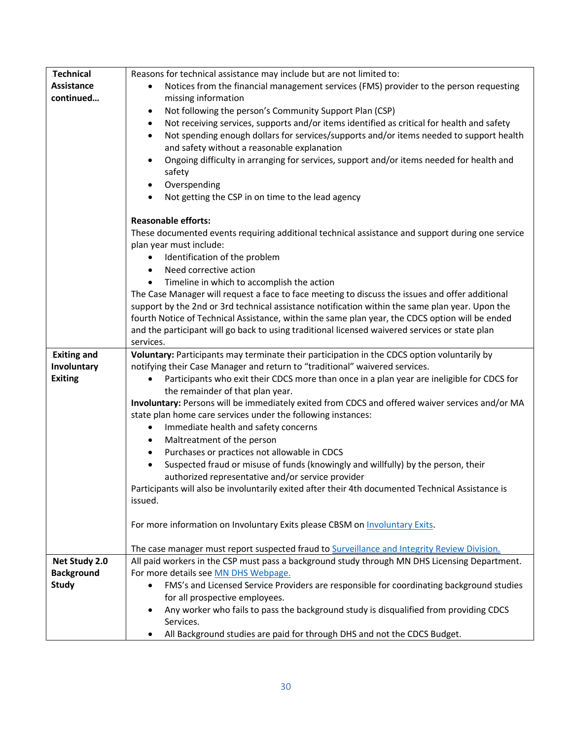| | |
|---|---|
| **Technical Assistance continued…** | Reasons for technical assistance may include but are not limited to:<br>• Notices from the financial management services (FMS) provider to the person requesting missing information<br>• Not following the person's Community Support Plan (CSP)<br>• Not receiving services, supports and/or items identified as critical for health and safety<br>• Not spending enough dollars for services/supports and/or items needed to support health and safety without a reasonable explanation<br>• Ongoing difficulty in arranging for services, support and/or items needed for health and safety<br>• Overspending<br>• Not getting the CSP in on time to the lead agency<br><br>**Reasonable efforts:**<br>These documented events requiring additional technical assistance and support during one service plan year must include:<br>• Identification of the problem<br>• Need corrective action<br>• Timeline in which to accomplish the action<br>The Case Manager will request a face to face meeting to discuss the issues and offer additional support by the 2nd or 3rd technical assistance notification within the same plan year. Upon the fourth Notice of Technical Assistance, within the same plan year, the CDCS option will be ended and the participant will go back to using traditional licensed waivered services or state plan services. |
| **Exiting and Involuntary Exiting** | **Voluntary:** Participants may terminate their participation in the CDCS option voluntarily by notifying their Case Manager and return to "traditional" waivered services.<br>• Participants who exit their CDCS more than once in a plan year are ineligible for CDCS for the remainder of that plan year.<br>**Involuntary:** Persons will be immediately exited from CDCS and offered waiver services and/or MA state plan home care services under the following instances:<br>• Immediate health and safety concerns<br>• Maltreatment of the person<br>• Purchases or practices not allowable in CDCS<br>• Suspected fraud or misuse of funds (knowingly and willfully) by the person, their authorized representative and/or service provider<br>Participants will also be involuntarily exited after their 4th documented Technical Assistance is issued.<br><br>For more information on Involuntary Exits please CBSM on Involuntary Exits.<br><br>The case manager must report suspected fraud to Surveillance and Integrity Review Division. |
| **Net Study 2.0 Background Study** | All paid workers in the CSP must pass a background study through MN DHS Licensing Department. For more details see MN DHS Webpage.<br>• FMS's and Licensed Service Providers are responsible for coordinating background studies for all prospective employees.<br>• Any worker who fails to pass the background study is disqualified from providing CDCS Services.<br>• All Background studies are paid for through DHS and not the CDCS Budget. |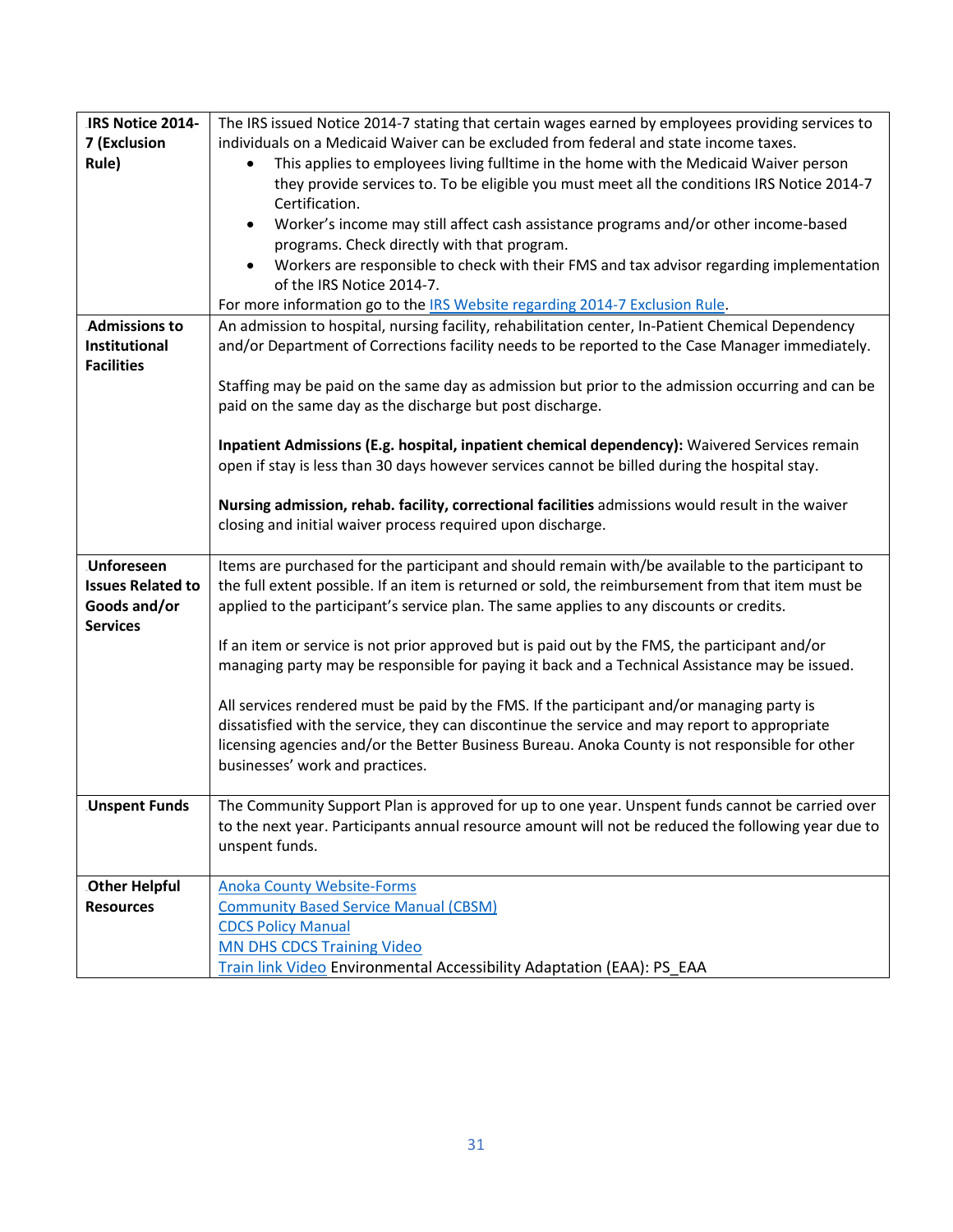| | |
|---|---|
| **IRS Notice 2014-7 (Exclusion Rule)** | The IRS issued Notice 2014-7 stating that certain wages earned by employees providing services to individuals on a Medicaid Waiver can be excluded from federal and state income taxes.<br>• This applies to employees living fulltime in the home with the Medicaid Waiver person they provide services to. To be eligible you must meet all the conditions IRS Notice 2014-7 Certification.<br>• Worker's income may still affect cash assistance programs and/or other income-based programs. Check directly with that program.<br>• Workers are responsible to check with their FMS and tax advisor regarding implementation of the IRS Notice 2014-7.<br>For more information go to the IRS Website regarding 2014-7 Exclusion Rule. |
| **Admissions to Institutional Facilities** | An admission to hospital, nursing facility, rehabilitation center, In-Patient Chemical Dependency and/or Department of Corrections facility needs to be reported to the Case Manager immediately.<br><br>Staffing may be paid on the same day as admission but prior to the admission occurring and can be paid on the same day as the discharge but post discharge.<br><br>**Inpatient Admissions (E.g. hospital, inpatient chemical dependency):** Waivered Services remain open if stay is less than 30 days however services cannot be billed during the hospital stay.<br><br>**Nursing admission, rehab. facility, correctional facilities** admissions would result in the waiver closing and initial waiver process required upon discharge. |
| **Unforeseen Issues Related to Goods and/or Services** | Items are purchased for the participant and should remain with/be available to the participant to the full extent possible. If an item is returned or sold, the reimbursement from that item must be applied to the participant's service plan. The same applies to any discounts or credits.<br><br>If an item or service is not prior approved but is paid out by the FMS, the participant and/or managing party may be responsible for paying it back and a Technical Assistance may be issued.<br><br>All services rendered must be paid by the FMS. If the participant and/or managing party is dissatisfied with the service, they can discontinue the service and may report to appropriate licensing agencies and/or the Better Business Bureau. Anoka County is not responsible for other businesses' work and practices. |
| **Unspent Funds** | The Community Support Plan is approved for up to one year. Unspent funds cannot be carried over to the next year. Participants annual resource amount will not be reduced the following year due to unspent funds. |
| **Other Helpful Resources** | Anoka County Website-Forms<br>Community Based Service Manual (CBSM)<br>CDCS Policy Manual<br>MN DHS CDCS Training Video<br>Train link Video Environmental Accessibility Adaptation (EAA): PS_EAA |